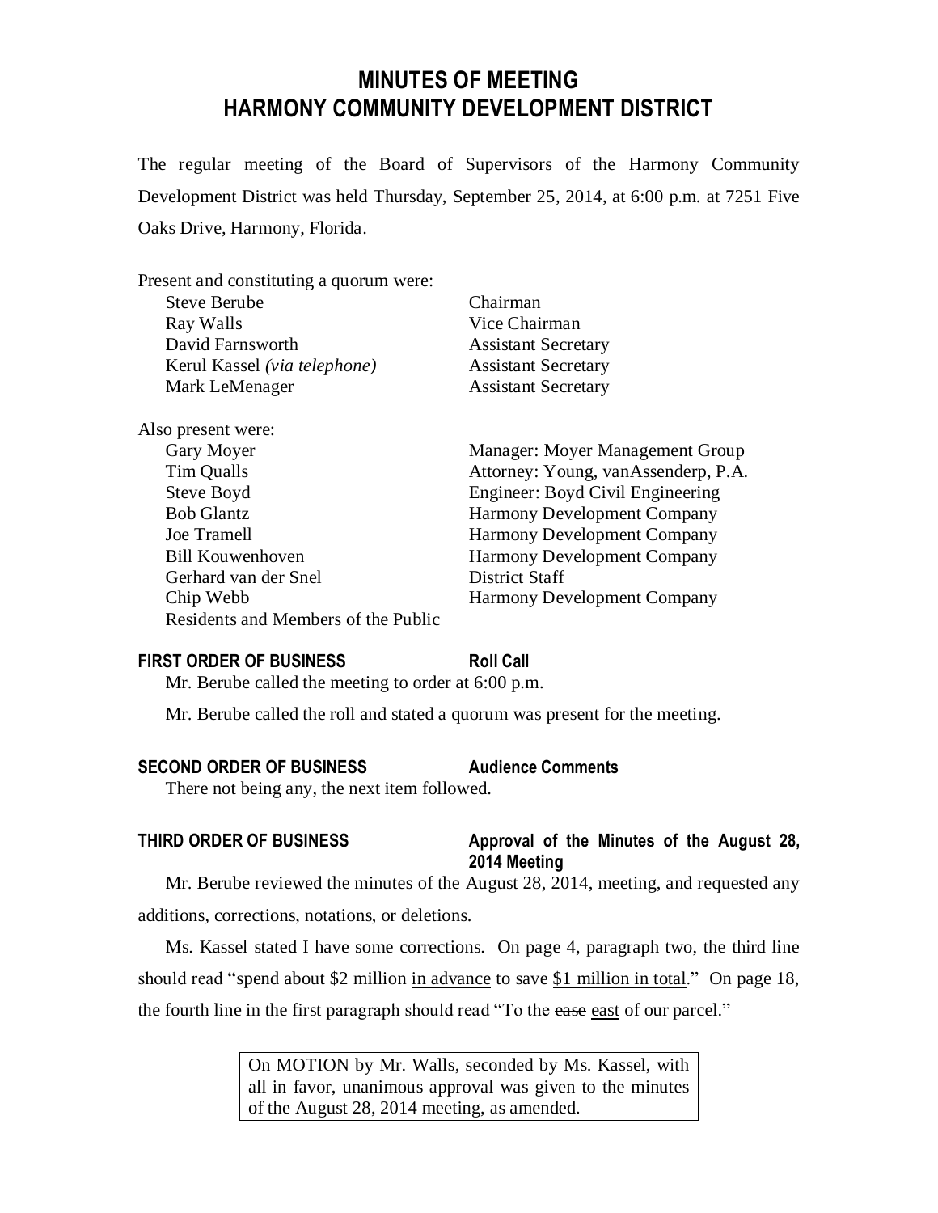# MINUTES OF MEETING
# HARMONY COMMUNITY DEVELOPMENT DISTRICT

The regular meeting of the Board of Supervisors of the Harmony Community Development District was held Thursday, September 25, 2014, at 6:00 p.m. at 7251 Five Oaks Drive, Harmony, Florida.

Present and constituting a quorum were:

| | |
|---|---|
| Steve Berube | Chairman |
| Ray Walls | Vice Chairman |
| David Farnsworth | Assistant Secretary |
| Kerul Kassel *(via telephone)* | Assistant Secretary |
| Mark LeMenager | Assistant Secretary |

Also present were:

| | |
|---|---|
| Gary Moyer | Manager: Moyer Management Group |
| Tim Qualls | Attorney: Young, vanAssenderp, P.A. |
| Steve Boyd | Engineer: Boyd Civil Engineering |
| Bob Glantz | Harmony Development Company |
| Joe Tramell | Harmony Development Company |
| Bill Kouwenhoven | Harmony Development Company |
| Gerhard van der Snel | District Staff |
| Chip Webb | Harmony Development Company |
| Residents and Members of the Public | |

**FIRST ORDER OF BUSINESS** **Roll Call**

Mr. Berube called the meeting to order at 6:00 p.m.

Mr. Berube called the roll and stated a quorum was present for the meeting.

**SECOND ORDER OF BUSINESS** **Audience Comments**

There not being any, the next item followed.

**THIRD ORDER OF BUSINESS** **Approval of the Minutes of the August 28, 2014 Meeting**

Mr. Berube reviewed the minutes of the August 28, 2014, meeting, and requested any additions, corrections, notations, or deletions.

Ms. Kassel stated I have some corrections. On page 4, paragraph two, the third line should read "spend about \$2 million <u>in advance</u> to save <u>\$1 million in total</u>." On page 18, the fourth line in the first paragraph should read "To the ~~ease~~ <u>east</u> of our parcel."

> On MOTION by Mr. Walls, seconded by Ms. Kassel, with all in favor, unanimous approval was given to the minutes of the August 28, 2014 meeting, as amended.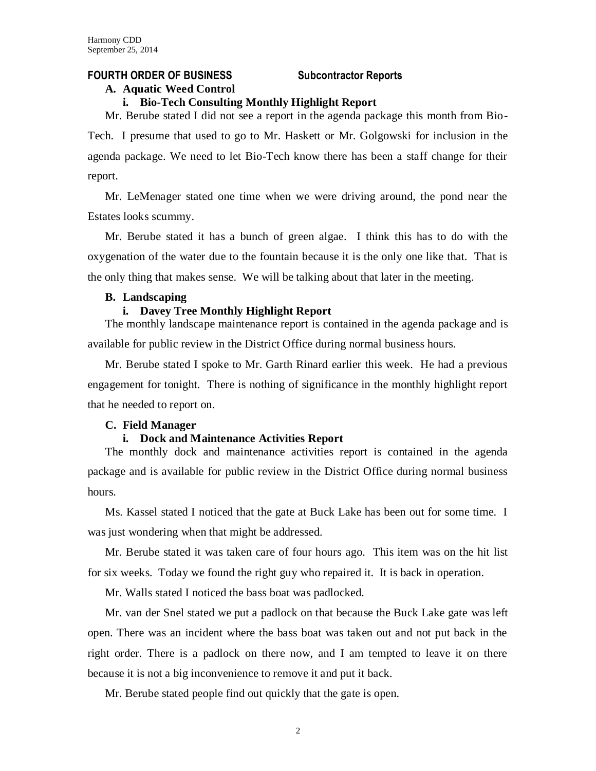**FOURTH ORDER OF BUSINESS Subcontractor Reports**

**A. Aquatic Weed Control**

**i. Bio-Tech Consulting Monthly Highlight Report**

Mr. Berube stated I did not see a report in the agenda package this month from Bio-Tech. I presume that used to go to Mr. Haskett or Mr. Golgowski for inclusion in the agenda package. We need to let Bio-Tech know there has been a staff change for their report.

Mr. LeMenager stated one time when we were driving around, the pond near the Estates looks scummy.

Mr. Berube stated it has a bunch of green algae. I think this has to do with the oxygenation of the water due to the fountain because it is the only one like that. That is the only thing that makes sense. We will be talking about that later in the meeting.

**B. Landscaping**

**i. Davey Tree Monthly Highlight Report**

The monthly landscape maintenance report is contained in the agenda package and is available for public review in the District Office during normal business hours.

Mr. Berube stated I spoke to Mr. Garth Rinard earlier this week. He had a previous engagement for tonight. There is nothing of significance in the monthly highlight report that he needed to report on.

**C. Field Manager**

**i. Dock and Maintenance Activities Report**

The monthly dock and maintenance activities report is contained in the agenda package and is available for public review in the District Office during normal business hours.

Ms. Kassel stated I noticed that the gate at Buck Lake has been out for some time. I was just wondering when that might be addressed.

Mr. Berube stated it was taken care of four hours ago. This item was on the hit list for six weeks. Today we found the right guy who repaired it. It is back in operation.

Mr. Walls stated I noticed the bass boat was padlocked.

Mr. van der Snel stated we put a padlock on that because the Buck Lake gate was left open. There was an incident where the bass boat was taken out and not put back in the right order. There is a padlock on there now, and I am tempted to leave it on there because it is not a big inconvenience to remove it and put it back.

Mr. Berube stated people find out quickly that the gate is open.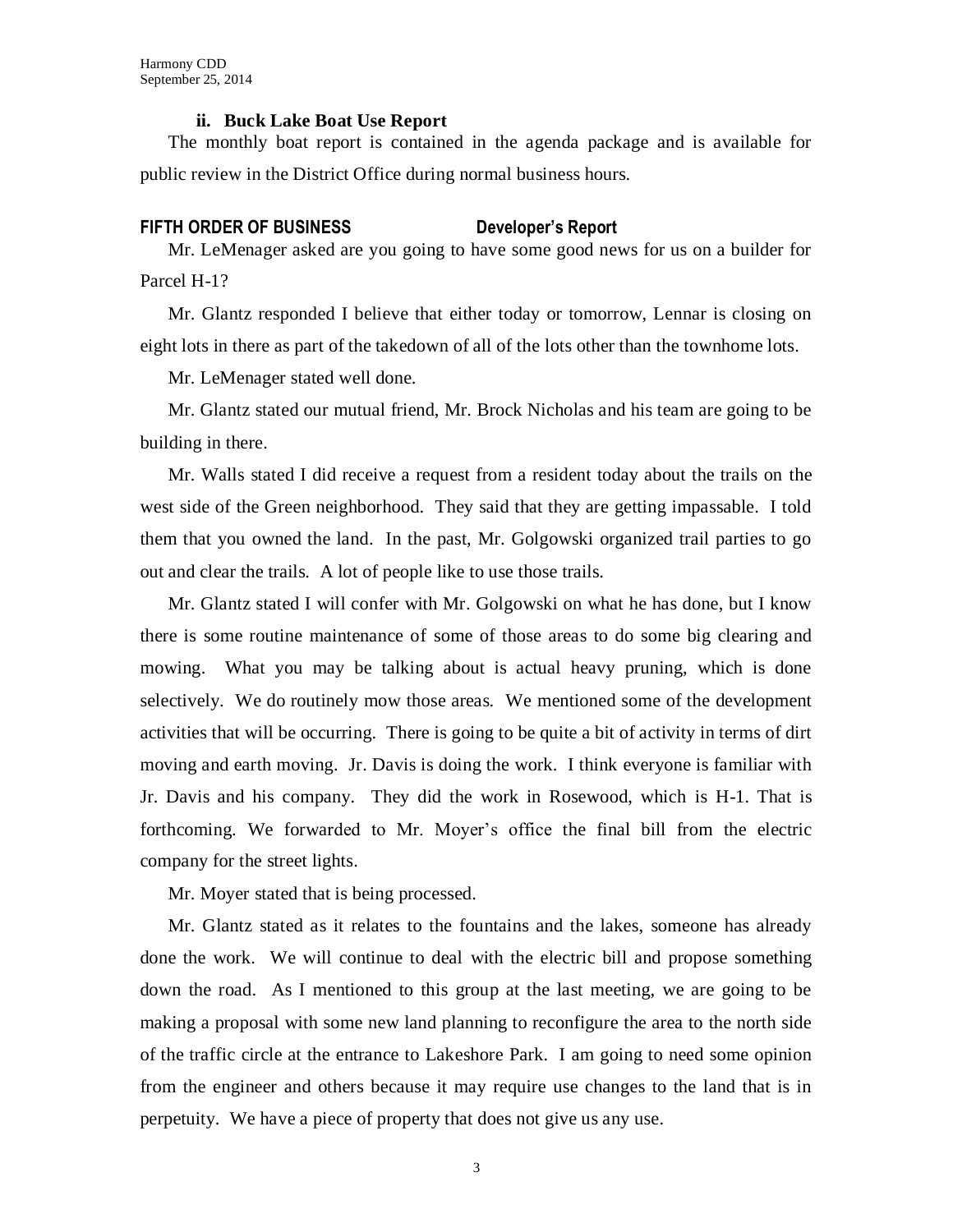### ii. Buck Lake Boat Use Report

The monthly boat report is contained in the agenda package and is available for public review in the District Office during normal business hours.

**FIFTH ORDER OF BUSINESS Developer's Report**

Mr. LeMenager asked are you going to have some good news for us on a builder for Parcel H-1?

Mr. Glantz responded I believe that either today or tomorrow, Lennar is closing on eight lots in there as part of the takedown of all of the lots other than the townhome lots.

Mr. LeMenager stated well done.

Mr. Glantz stated our mutual friend, Mr. Brock Nicholas and his team are going to be building in there.

Mr. Walls stated I did receive a request from a resident today about the trails on the west side of the Green neighborhood. They said that they are getting impassable. I told them that you owned the land. In the past, Mr. Golgowski organized trail parties to go out and clear the trails. A lot of people like to use those trails.

Mr. Glantz stated I will confer with Mr. Golgowski on what he has done, but I know there is some routine maintenance of some of those areas to do some big clearing and mowing. What you may be talking about is actual heavy pruning, which is done selectively. We do routinely mow those areas. We mentioned some of the development activities that will be occurring. There is going to be quite a bit of activity in terms of dirt moving and earth moving. Jr. Davis is doing the work. I think everyone is familiar with Jr. Davis and his company. They did the work in Rosewood, which is H-1. That is forthcoming. We forwarded to Mr. Moyer's office the final bill from the electric company for the street lights.

Mr. Moyer stated that is being processed.

Mr. Glantz stated as it relates to the fountains and the lakes, someone has already done the work. We will continue to deal with the electric bill and propose something down the road. As I mentioned to this group at the last meeting, we are going to be making a proposal with some new land planning to reconfigure the area to the north side of the traffic circle at the entrance to Lakeshore Park. I am going to need some opinion from the engineer and others because it may require use changes to the land that is in perpetuity. We have a piece of property that does not give us any use.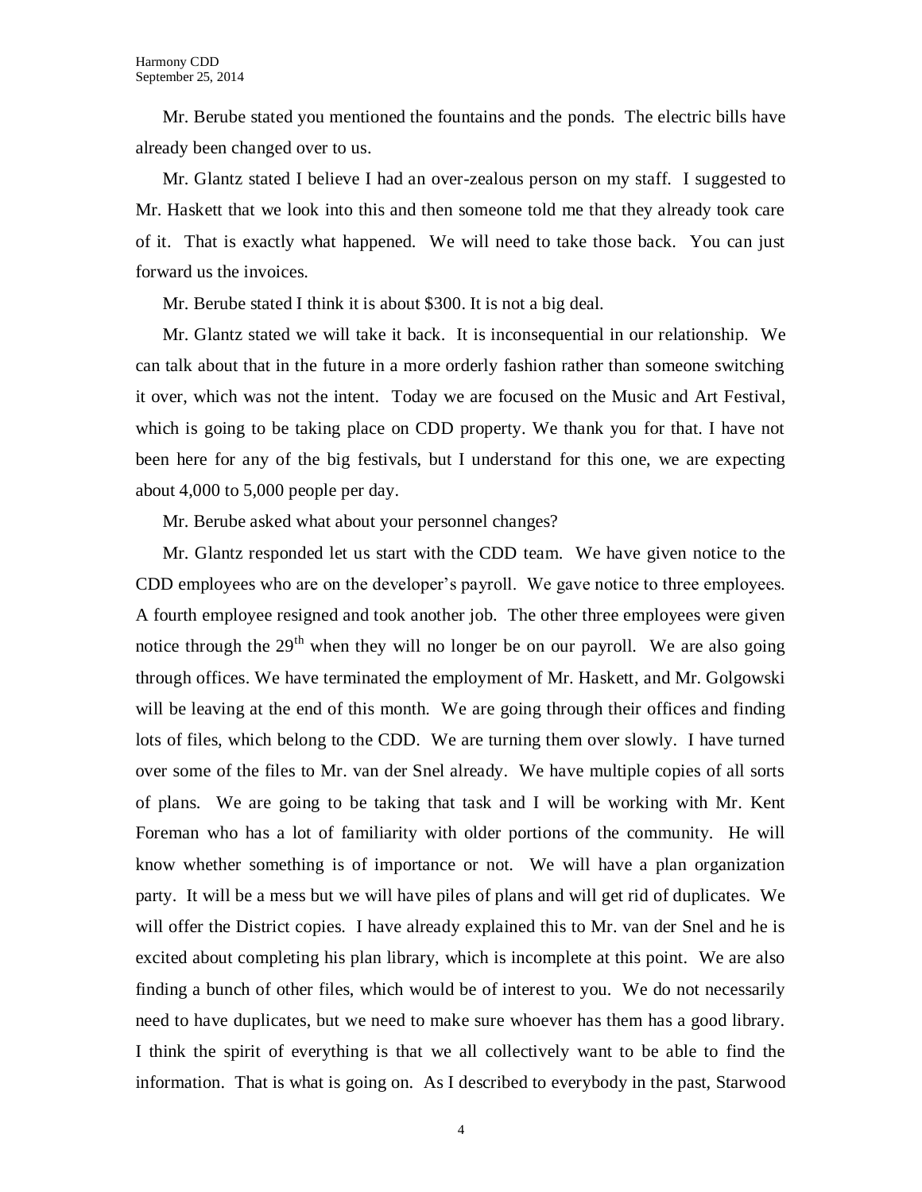Mr. Berube stated you mentioned the fountains and the ponds. The electric bills have already been changed over to us.

Mr. Glantz stated I believe I had an over-zealous person on my staff. I suggested to Mr. Haskett that we look into this and then someone told me that they already took care of it. That is exactly what happened. We will need to take those back. You can just forward us the invoices.

Mr. Berube stated I think it is about $300. It is not a big deal.

Mr. Glantz stated we will take it back. It is inconsequential in our relationship. We can talk about that in the future in a more orderly fashion rather than someone switching it over, which was not the intent. Today we are focused on the Music and Art Festival, which is going to be taking place on CDD property. We thank you for that. I have not been here for any of the big festivals, but I understand for this one, we are expecting about 4,000 to 5,000 people per day.

Mr. Berube asked what about your personnel changes?

Mr. Glantz responded let us start with the CDD team. We have given notice to the CDD employees who are on the developer's payroll. We gave notice to three employees. A fourth employee resigned and took another job. The other three employees were given notice through the 29th when they will no longer be on our payroll. We are also going through offices. We have terminated the employment of Mr. Haskett, and Mr. Golgowski will be leaving at the end of this month. We are going through their offices and finding lots of files, which belong to the CDD. We are turning them over slowly. I have turned over some of the files to Mr. van der Snel already. We have multiple copies of all sorts of plans. We are going to be taking that task and I will be working with Mr. Kent Foreman who has a lot of familiarity with older portions of the community. He will know whether something is of importance or not. We will have a plan organization party. It will be a mess but we will have piles of plans and will get rid of duplicates. We will offer the District copies. I have already explained this to Mr. van der Snel and he is excited about completing his plan library, which is incomplete at this point. We are also finding a bunch of other files, which would be of interest to you. We do not necessarily need to have duplicates, but we need to make sure whoever has them has a good library. I think the spirit of everything is that we all collectively want to be able to find the information. That is what is going on. As I described to everybody in the past, Starwood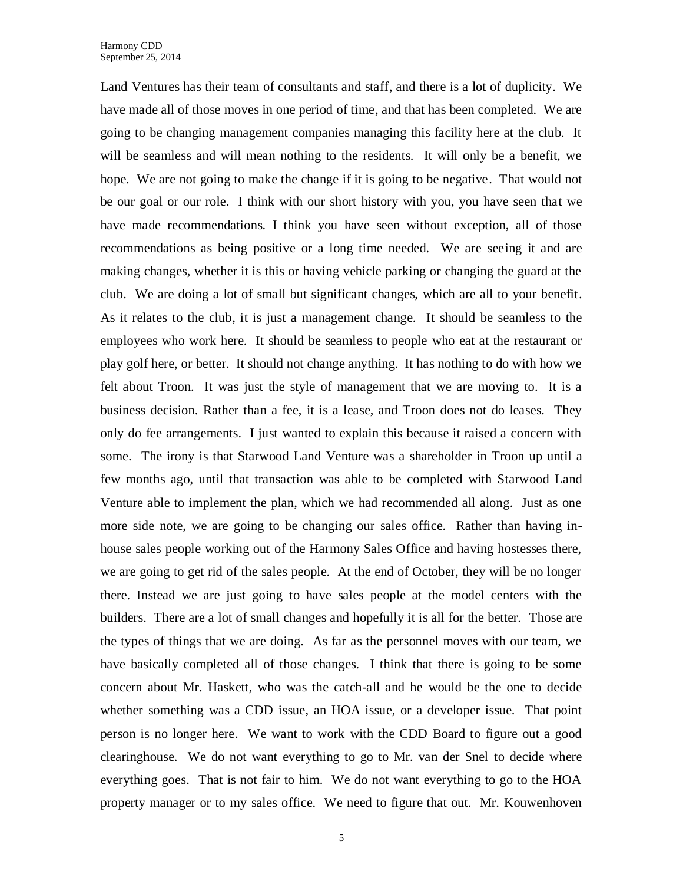Land Ventures has their team of consultants and staff, and there is a lot of duplicity. We have made all of those moves in one period of time, and that has been completed. We are going to be changing management companies managing this facility here at the club. It will be seamless and will mean nothing to the residents. It will only be a benefit, we hope. We are not going to make the change if it is going to be negative. That would not be our goal or our role. I think with our short history with you, you have seen that we have made recommendations. I think you have seen without exception, all of those recommendations as being positive or a long time needed. We are seeing it and are making changes, whether it is this or having vehicle parking or changing the guard at the club. We are doing a lot of small but significant changes, which are all to your benefit. As it relates to the club, it is just a management change. It should be seamless to the employees who work here. It should be seamless to people who eat at the restaurant or play golf here, or better. It should not change anything. It has nothing to do with how we felt about Troon. It was just the style of management that we are moving to. It is a business decision. Rather than a fee, it is a lease, and Troon does not do leases. They only do fee arrangements. I just wanted to explain this because it raised a concern with some. The irony is that Starwood Land Venture was a shareholder in Troon up until a few months ago, until that transaction was able to be completed with Starwood Land Venture able to implement the plan, which we had recommended all along. Just as one more side note, we are going to be changing our sales office. Rather than having in-house sales people working out of the Harmony Sales Office and having hostesses there, we are going to get rid of the sales people. At the end of October, they will be no longer there. Instead we are just going to have sales people at the model centers with the builders. There are a lot of small changes and hopefully it is all for the better. Those are the types of things that we are doing. As far as the personnel moves with our team, we have basically completed all of those changes. I think that there is going to be some concern about Mr. Haskett, who was the catch-all and he would be the one to decide whether something was a CDD issue, an HOA issue, or a developer issue. That point person is no longer here. We want to work with the CDD Board to figure out a good clearinghouse. We do not want everything to go to Mr. van der Snel to decide where everything goes. That is not fair to him. We do not want everything to go to the HOA property manager or to my sales office. We need to figure that out. Mr. Kouwenhoven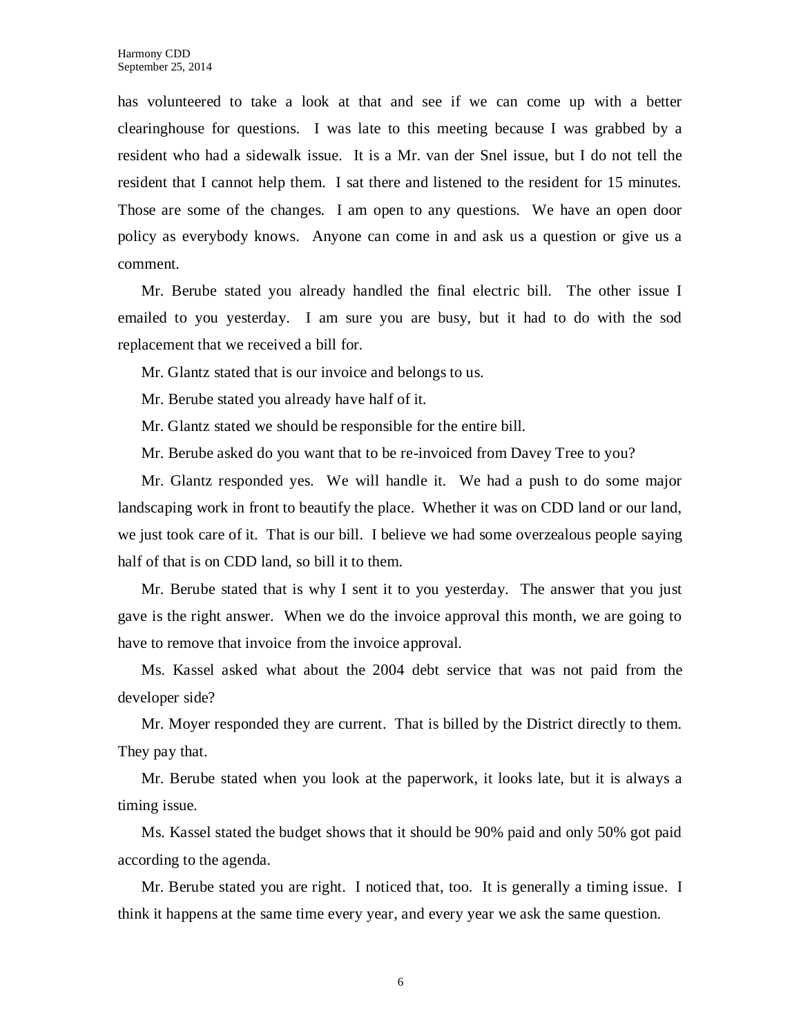has volunteered to take a look at that and see if we can come up with a better clearinghouse for questions. I was late to this meeting because I was grabbed by a resident who had a sidewalk issue. It is a Mr. van der Snel issue, but I do not tell the resident that I cannot help them. I sat there and listened to the resident for 15 minutes. Those are some of the changes. I am open to any questions. We have an open door policy as everybody knows. Anyone can come in and ask us a question or give us a comment.

Mr. Berube stated you already handled the final electric bill. The other issue I emailed to you yesterday. I am sure you are busy, but it had to do with the sod replacement that we received a bill for.

Mr. Glantz stated that is our invoice and belongs to us.

Mr. Berube stated you already have half of it.

Mr. Glantz stated we should be responsible for the entire bill.

Mr. Berube asked do you want that to be re-invoiced from Davey Tree to you?

Mr. Glantz responded yes. We will handle it. We had a push to do some major landscaping work in front to beautify the place. Whether it was on CDD land or our land, we just took care of it. That is our bill. I believe we had some overzealous people saying half of that is on CDD land, so bill it to them.

Mr. Berube stated that is why I sent it to you yesterday. The answer that you just gave is the right answer. When we do the invoice approval this month, we are going to have to remove that invoice from the invoice approval.

Ms. Kassel asked what about the 2004 debt service that was not paid from the developer side?

Mr. Moyer responded they are current. That is billed by the District directly to them. They pay that.

Mr. Berube stated when you look at the paperwork, it looks late, but it is always a timing issue.

Ms. Kassel stated the budget shows that it should be 90% paid and only 50% got paid according to the agenda.

Mr. Berube stated you are right. I noticed that, too. It is generally a timing issue. I think it happens at the same time every year, and every year we ask the same question.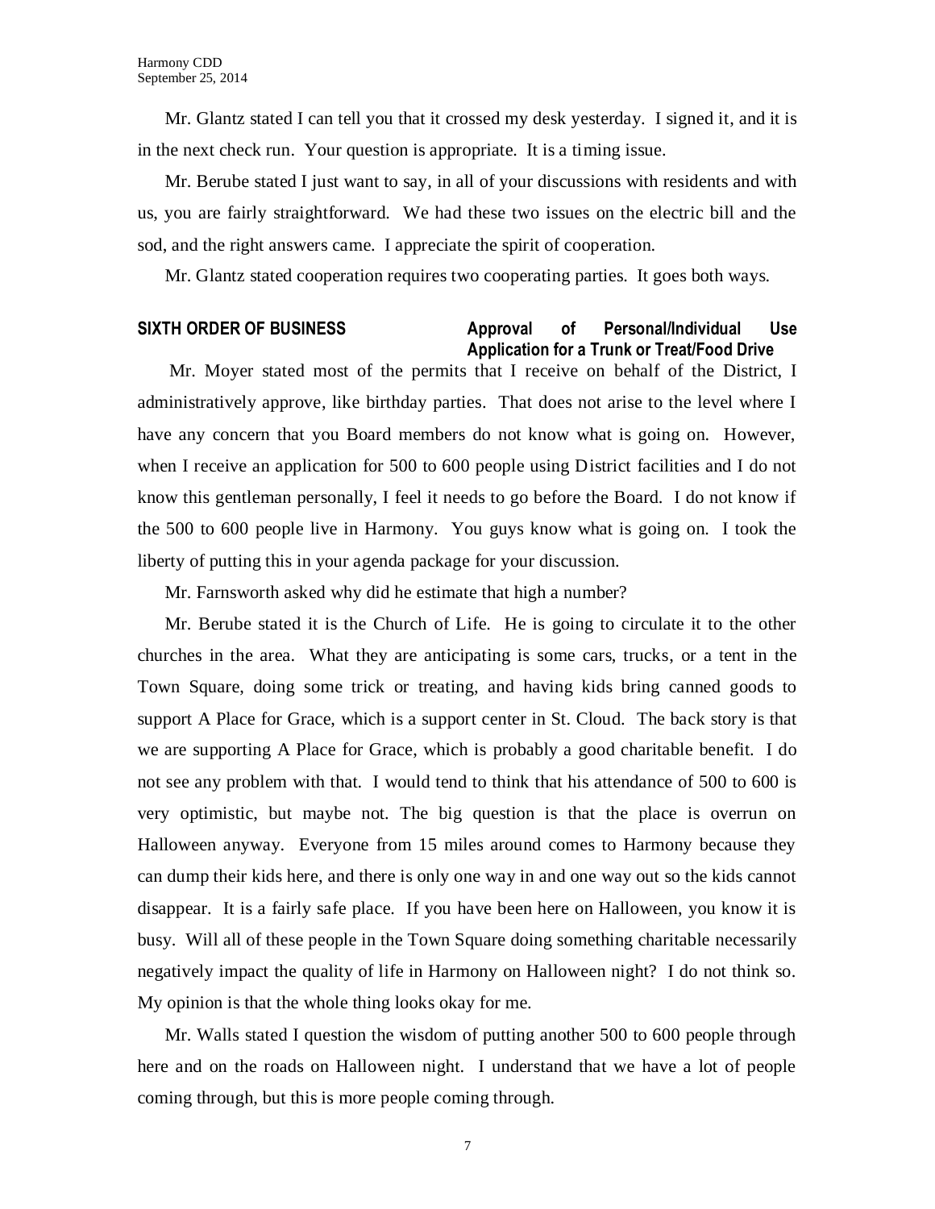Mr. Glantz stated I can tell you that it crossed my desk yesterday. I signed it, and it is in the next check run. Your question is appropriate. It is a timing issue.

Mr. Berube stated I just want to say, in all of your discussions with residents and with us, you are fairly straightforward. We had these two issues on the electric bill and the sod, and the right answers came. I appreciate the spirit of cooperation.

Mr. Glantz stated cooperation requires two cooperating parties. It goes both ways.

## SIXTH ORDER OF BUSINESS — Approval of Personal/Individual Use Application for a Trunk or Treat/Food Drive

Mr. Moyer stated most of the permits that I receive on behalf of the District, I administratively approve, like birthday parties. That does not arise to the level where I have any concern that you Board members do not know what is going on. However, when I receive an application for 500 to 600 people using District facilities and I do not know this gentleman personally, I feel it needs to go before the Board. I do not know if the 500 to 600 people live in Harmony. You guys know what is going on. I took the liberty of putting this in your agenda package for your discussion.

Mr. Farnsworth asked why did he estimate that high a number?

Mr. Berube stated it is the Church of Life. He is going to circulate it to the other churches in the area. What they are anticipating is some cars, trucks, or a tent in the Town Square, doing some trick or treating, and having kids bring canned goods to support A Place for Grace, which is a support center in St. Cloud. The back story is that we are supporting A Place for Grace, which is probably a good charitable benefit. I do not see any problem with that. I would tend to think that his attendance of 500 to 600 is very optimistic, but maybe not. The big question is that the place is overrun on Halloween anyway. Everyone from 15 miles around comes to Harmony because they can dump their kids here, and there is only one way in and one way out so the kids cannot disappear. It is a fairly safe place. If you have been here on Halloween, you know it is busy. Will all of these people in the Town Square doing something charitable necessarily negatively impact the quality of life in Harmony on Halloween night? I do not think so. My opinion is that the whole thing looks okay for me.

Mr. Walls stated I question the wisdom of putting another 500 to 600 people through here and on the roads on Halloween night. I understand that we have a lot of people coming through, but this is more people coming through.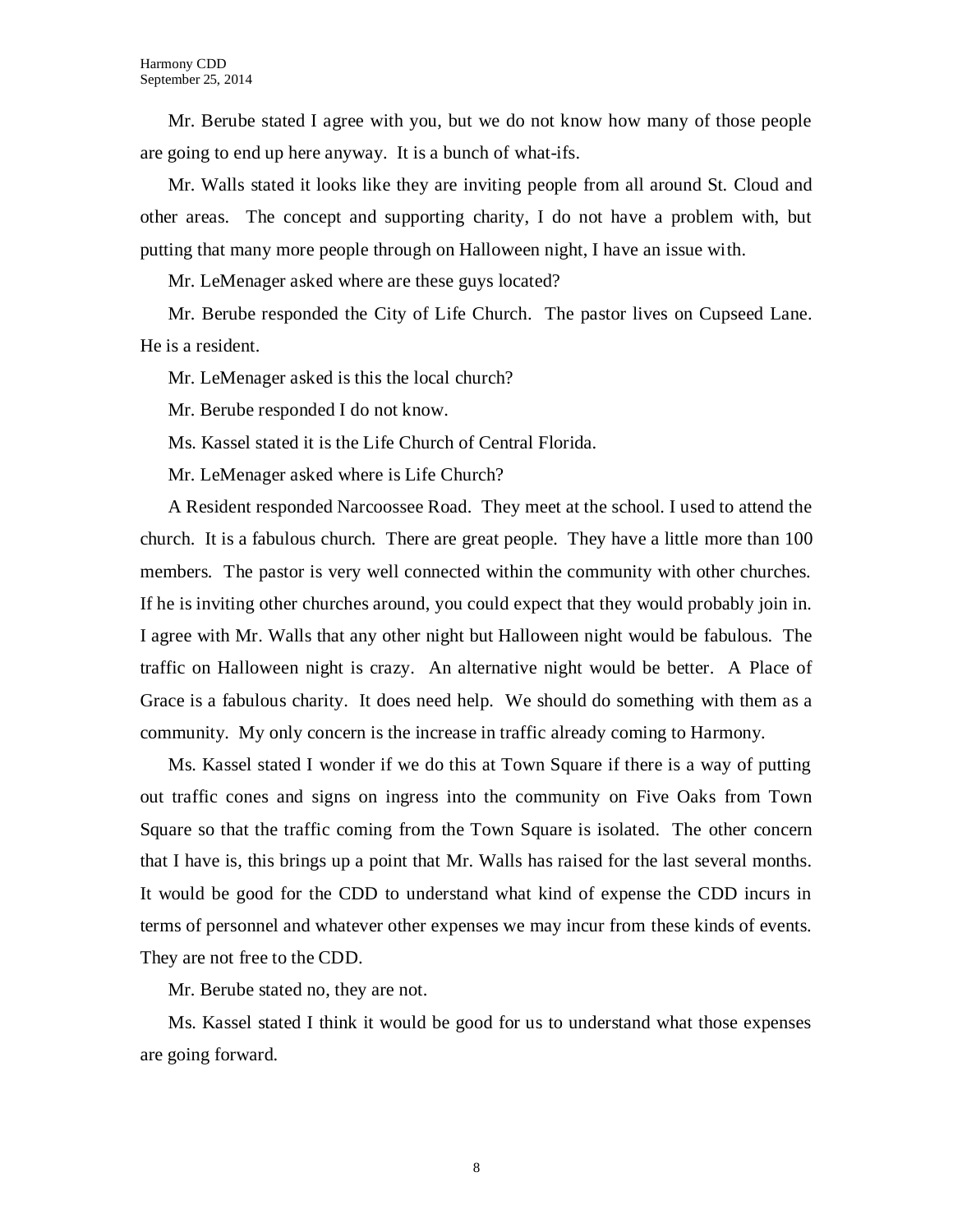Mr. Berube stated I agree with you, but we do not know how many of those people are going to end up here anyway. It is a bunch of what-ifs.

Mr. Walls stated it looks like they are inviting people from all around St. Cloud and other areas. The concept and supporting charity, I do not have a problem with, but putting that many more people through on Halloween night, I have an issue with.

Mr. LeMenager asked where are these guys located?

Mr. Berube responded the City of Life Church. The pastor lives on Cupseed Lane. He is a resident.

Mr. LeMenager asked is this the local church?

Mr. Berube responded I do not know.

Ms. Kassel stated it is the Life Church of Central Florida.

Mr. LeMenager asked where is Life Church?

A Resident responded Narcoossee Road. They meet at the school. I used to attend the church. It is a fabulous church. There are great people. They have a little more than 100 members. The pastor is very well connected within the community with other churches. If he is inviting other churches around, you could expect that they would probably join in. I agree with Mr. Walls that any other night but Halloween night would be fabulous. The traffic on Halloween night is crazy. An alternative night would be better. A Place of Grace is a fabulous charity. It does need help. We should do something with them as a community. My only concern is the increase in traffic already coming to Harmony.

Ms. Kassel stated I wonder if we do this at Town Square if there is a way of putting out traffic cones and signs on ingress into the community on Five Oaks from Town Square so that the traffic coming from the Town Square is isolated. The other concern that I have is, this brings up a point that Mr. Walls has raised for the last several months. It would be good for the CDD to understand what kind of expense the CDD incurs in terms of personnel and whatever other expenses we may incur from these kinds of events. They are not free to the CDD.

Mr. Berube stated no, they are not.

Ms. Kassel stated I think it would be good for us to understand what those expenses are going forward.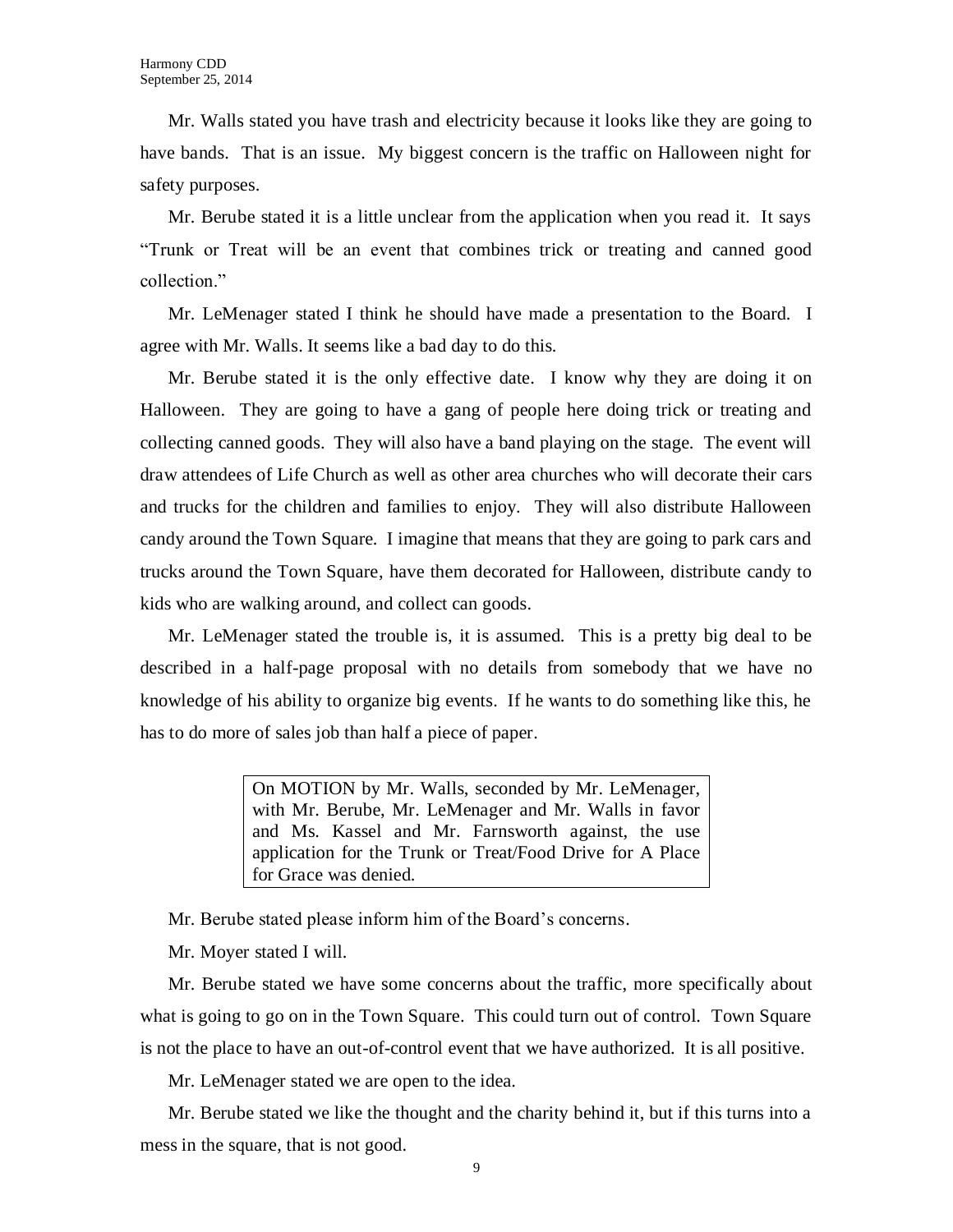Mr. Walls stated you have trash and electricity because it looks like they are going to have bands. That is an issue. My biggest concern is the traffic on Halloween night for safety purposes.

Mr. Berube stated it is a little unclear from the application when you read it. It says "Trunk or Treat will be an event that combines trick or treating and canned good collection."

Mr. LeMenager stated I think he should have made a presentation to the Board. I agree with Mr. Walls. It seems like a bad day to do this.

Mr. Berube stated it is the only effective date. I know why they are doing it on Halloween. They are going to have a gang of people here doing trick or treating and collecting canned goods. They will also have a band playing on the stage. The event will draw attendees of Life Church as well as other area churches who will decorate their cars and trucks for the children and families to enjoy. They will also distribute Halloween candy around the Town Square. I imagine that means that they are going to park cars and trucks around the Town Square, have them decorated for Halloween, distribute candy to kids who are walking around, and collect can goods.

Mr. LeMenager stated the trouble is, it is assumed. This is a pretty big deal to be described in a half-page proposal with no details from somebody that we have no knowledge of his ability to organize big events. If he wants to do something like this, he has to do more of sales job than half a piece of paper.

> On MOTION by Mr. Walls, seconded by Mr. LeMenager, with Mr. Berube, Mr. LeMenager and Mr. Walls in favor and Ms. Kassel and Mr. Farnsworth against, the use application for the Trunk or Treat/Food Drive for A Place for Grace was denied.

Mr. Berube stated please inform him of the Board's concerns.

Mr. Moyer stated I will.

Mr. Berube stated we have some concerns about the traffic, more specifically about what is going to go on in the Town Square. This could turn out of control. Town Square is not the place to have an out-of-control event that we have authorized. It is all positive.

Mr. LeMenager stated we are open to the idea.

Mr. Berube stated we like the thought and the charity behind it, but if this turns into a mess in the square, that is not good.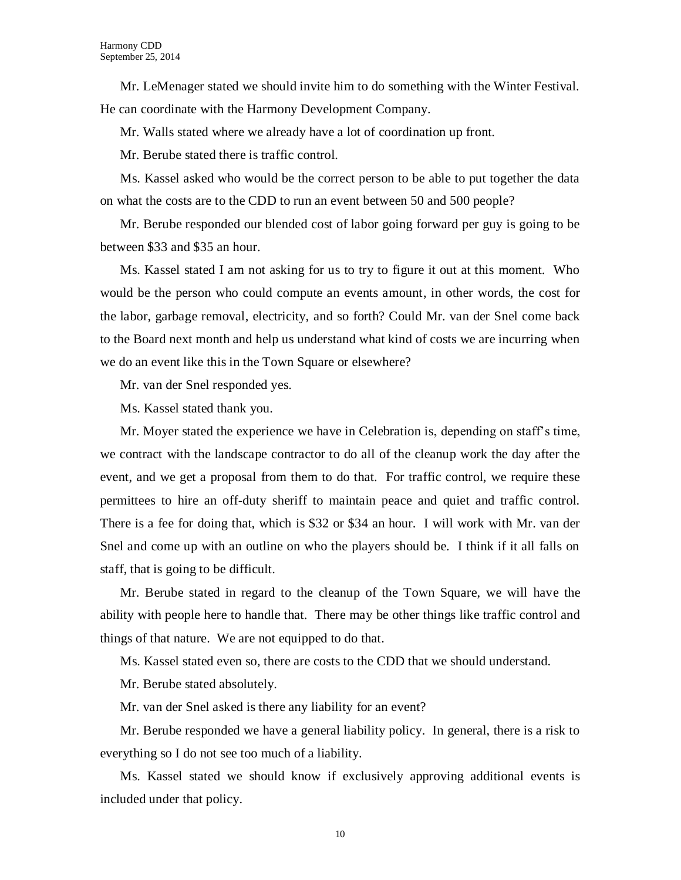Mr. LeMenager stated we should invite him to do something with the Winter Festival. He can coordinate with the Harmony Development Company.

Mr. Walls stated where we already have a lot of coordination up front.

Mr. Berube stated there is traffic control.

Ms. Kassel asked who would be the correct person to be able to put together the data on what the costs are to the CDD to run an event between 50 and 500 people?

Mr. Berube responded our blended cost of labor going forward per guy is going to be between $33 and $35 an hour.

Ms. Kassel stated I am not asking for us to try to figure it out at this moment. Who would be the person who could compute an events amount, in other words, the cost for the labor, garbage removal, electricity, and so forth? Could Mr. van der Snel come back to the Board next month and help us understand what kind of costs we are incurring when we do an event like this in the Town Square or elsewhere?

Mr. van der Snel responded yes.

Ms. Kassel stated thank you.

Mr. Moyer stated the experience we have in Celebration is, depending on staff's time, we contract with the landscape contractor to do all of the cleanup work the day after the event, and we get a proposal from them to do that. For traffic control, we require these permittees to hire an off-duty sheriff to maintain peace and quiet and traffic control. There is a fee for doing that, which is $32 or $34 an hour. I will work with Mr. van der Snel and come up with an outline on who the players should be. I think if it all falls on staff, that is going to be difficult.

Mr. Berube stated in regard to the cleanup of the Town Square, we will have the ability with people here to handle that. There may be other things like traffic control and things of that nature. We are not equipped to do that.

Ms. Kassel stated even so, there are costs to the CDD that we should understand.

Mr. Berube stated absolutely.

Mr. van der Snel asked is there any liability for an event?

Mr. Berube responded we have a general liability policy. In general, there is a risk to everything so I do not see too much of a liability.

Ms. Kassel stated we should know if exclusively approving additional events is included under that policy.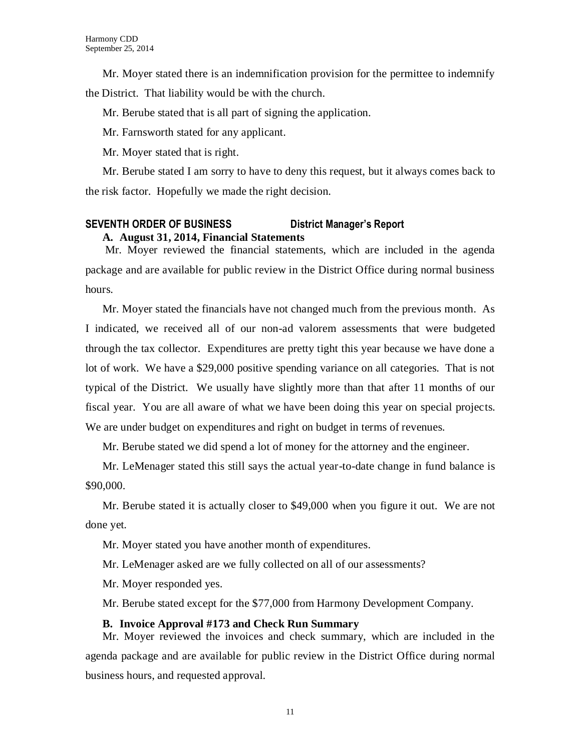Mr. Moyer stated there is an indemnification provision for the permittee to indemnify the District. That liability would be with the church.

Mr. Berube stated that is all part of signing the application.

Mr. Farnsworth stated for any applicant.

Mr. Moyer stated that is right.

Mr. Berube stated I am sorry to have to deny this request, but it always comes back to the risk factor. Hopefully we made the right decision.

## SEVENTH ORDER OF BUSINESS — District Manager's Report

### A. August 31, 2014, Financial Statements

Mr. Moyer reviewed the financial statements, which are included in the agenda package and are available for public review in the District Office during normal business hours.

Mr. Moyer stated the financials have not changed much from the previous month. As I indicated, we received all of our non-ad valorem assessments that were budgeted through the tax collector. Expenditures are pretty tight this year because we have done a lot of work. We have a $29,000 positive spending variance on all categories. That is not typical of the District. We usually have slightly more than that after 11 months of our fiscal year. You are all aware of what we have been doing this year on special projects. We are under budget on expenditures and right on budget in terms of revenues.

Mr. Berube stated we did spend a lot of money for the attorney and the engineer.

Mr. LeMenager stated this still says the actual year-to-date change in fund balance is $90,000.

Mr. Berube stated it is actually closer to $49,000 when you figure it out. We are not done yet.

Mr. Moyer stated you have another month of expenditures.

Mr. LeMenager asked are we fully collected on all of our assessments?

Mr. Moyer responded yes.

Mr. Berube stated except for the $77,000 from Harmony Development Company.

### B. Invoice Approval #173 and Check Run Summary

Mr. Moyer reviewed the invoices and check summary, which are included in the agenda package and are available for public review in the District Office during normal business hours, and requested approval.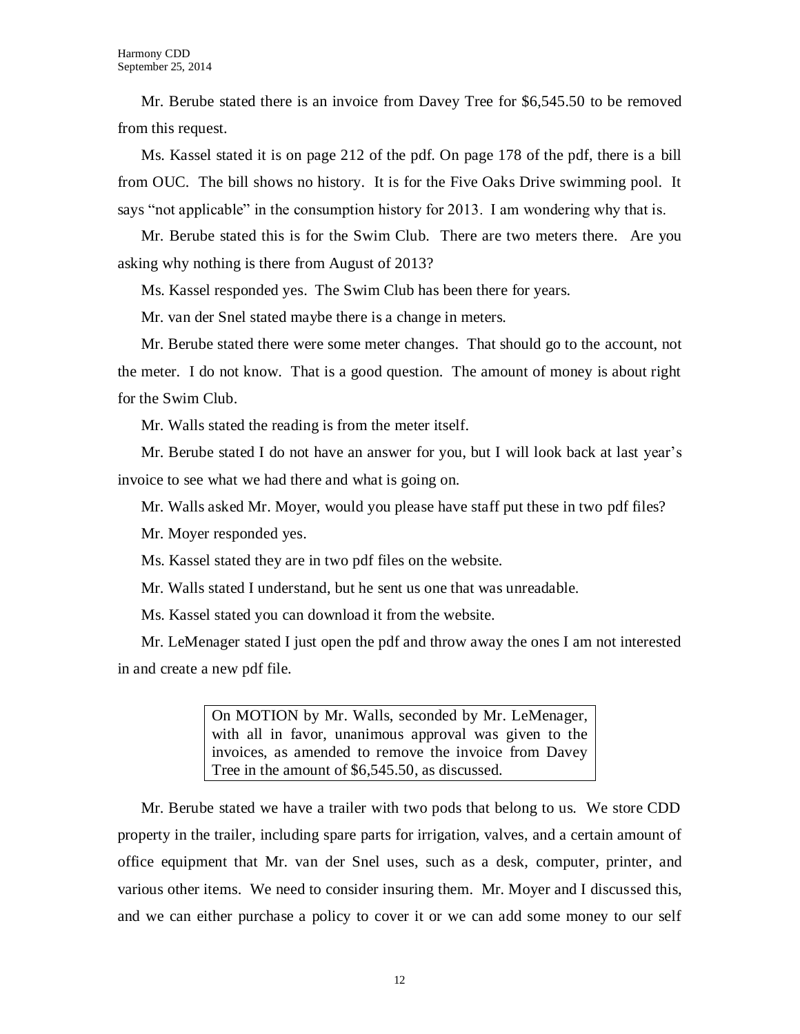Mr. Berube stated there is an invoice from Davey Tree for $6,545.50 to be removed from this request.

Ms. Kassel stated it is on page 212 of the pdf. On page 178 of the pdf, there is a bill from OUC. The bill shows no history. It is for the Five Oaks Drive swimming pool. It says "not applicable" in the consumption history for 2013. I am wondering why that is.

Mr. Berube stated this is for the Swim Club. There are two meters there. Are you asking why nothing is there from August of 2013?

Ms. Kassel responded yes. The Swim Club has been there for years.

Mr. van der Snel stated maybe there is a change in meters.

Mr. Berube stated there were some meter changes. That should go to the account, not the meter. I do not know. That is a good question. The amount of money is about right for the Swim Club.

Mr. Walls stated the reading is from the meter itself.

Mr. Berube stated I do not have an answer for you, but I will look back at last year's invoice to see what we had there and what is going on.

Mr. Walls asked Mr. Moyer, would you please have staff put these in two pdf files?

Mr. Moyer responded yes.

Ms. Kassel stated they are in two pdf files on the website.

Mr. Walls stated I understand, but he sent us one that was unreadable.

Ms. Kassel stated you can download it from the website.

Mr. LeMenager stated I just open the pdf and throw away the ones I am not interested in and create a new pdf file.

> On MOTION by Mr. Walls, seconded by Mr. LeMenager, with all in favor, unanimous approval was given to the invoices, as amended to remove the invoice from Davey Tree in the amount of $6,545.50, as discussed.

Mr. Berube stated we have a trailer with two pods that belong to us. We store CDD property in the trailer, including spare parts for irrigation, valves, and a certain amount of office equipment that Mr. van der Snel uses, such as a desk, computer, printer, and various other items. We need to consider insuring them. Mr. Moyer and I discussed this, and we can either purchase a policy to cover it or we can add some money to our self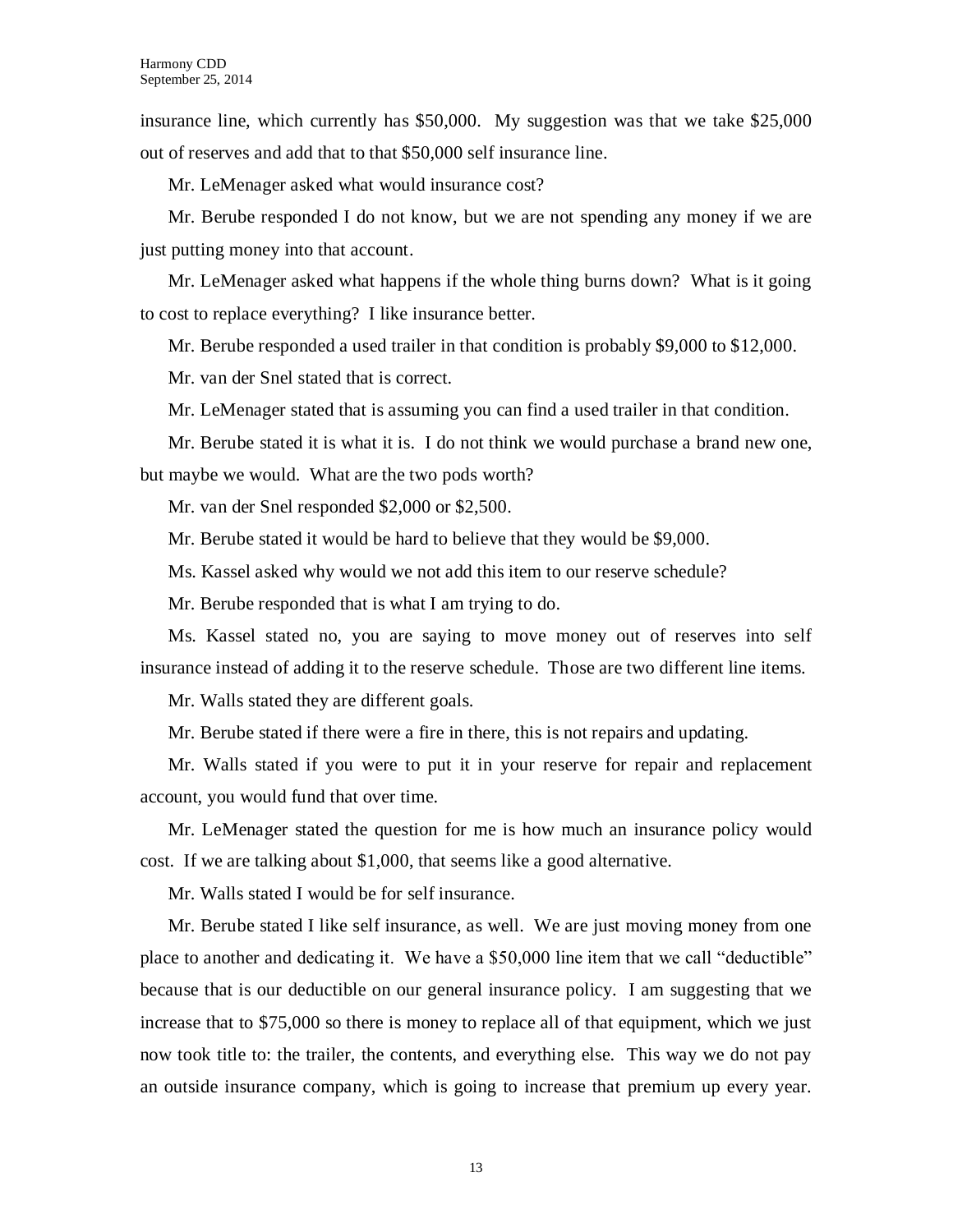insurance line, which currently has $50,000. My suggestion was that we take $25,000 out of reserves and add that to that $50,000 self insurance line.

Mr. LeMenager asked what would insurance cost?

Mr. Berube responded I do not know, but we are not spending any money if we are just putting money into that account.

Mr. LeMenager asked what happens if the whole thing burns down? What is it going to cost to replace everything? I like insurance better.

Mr. Berube responded a used trailer in that condition is probably $9,000 to $12,000.

Mr. van der Snel stated that is correct.

Mr. LeMenager stated that is assuming you can find a used trailer in that condition.

Mr. Berube stated it is what it is. I do not think we would purchase a brand new one, but maybe we would. What are the two pods worth?

Mr. van der Snel responded $2,000 or $2,500.

Mr. Berube stated it would be hard to believe that they would be $9,000.

Ms. Kassel asked why would we not add this item to our reserve schedule?

Mr. Berube responded that is what I am trying to do.

Ms. Kassel stated no, you are saying to move money out of reserves into self insurance instead of adding it to the reserve schedule. Those are two different line items.

Mr. Walls stated they are different goals.

Mr. Berube stated if there were a fire in there, this is not repairs and updating.

Mr. Walls stated if you were to put it in your reserve for repair and replacement account, you would fund that over time.

Mr. LeMenager stated the question for me is how much an insurance policy would cost. If we are talking about $1,000, that seems like a good alternative.

Mr. Walls stated I would be for self insurance.

Mr. Berube stated I like self insurance, as well. We are just moving money from one place to another and dedicating it. We have a $50,000 line item that we call "deductible" because that is our deductible on our general insurance policy. I am suggesting that we increase that to $75,000 so there is money to replace all of that equipment, which we just now took title to: the trailer, the contents, and everything else. This way we do not pay an outside insurance company, which is going to increase that premium up every year.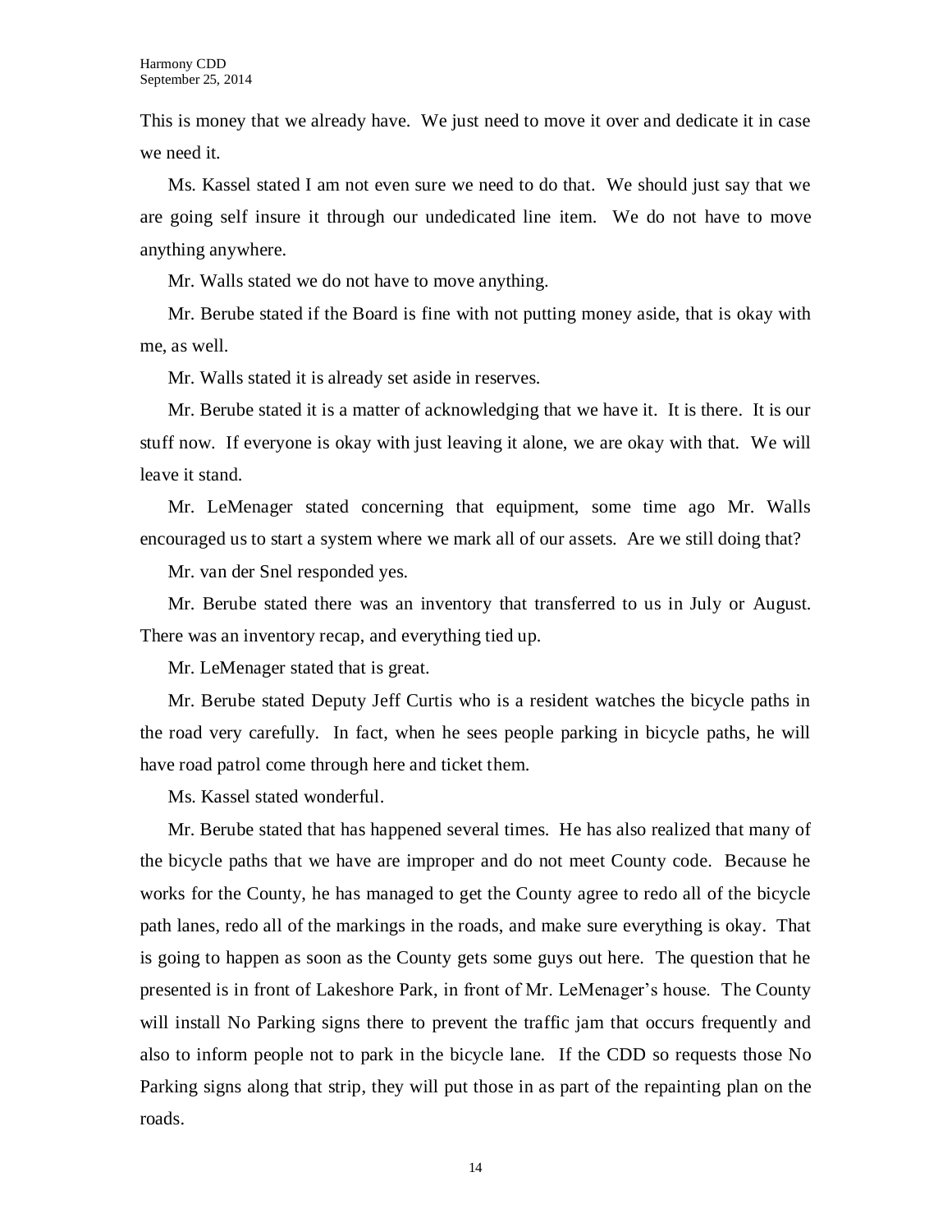This is money that we already have. We just need to move it over and dedicate it in case we need it.

Ms. Kassel stated I am not even sure we need to do that. We should just say that we are going self insure it through our undedicated line item. We do not have to move anything anywhere.

Mr. Walls stated we do not have to move anything.

Mr. Berube stated if the Board is fine with not putting money aside, that is okay with me, as well.

Mr. Walls stated it is already set aside in reserves.

Mr. Berube stated it is a matter of acknowledging that we have it. It is there. It is our stuff now. If everyone is okay with just leaving it alone, we are okay with that. We will leave it stand.

Mr. LeMenager stated concerning that equipment, some time ago Mr. Walls encouraged us to start a system where we mark all of our assets. Are we still doing that?

Mr. van der Snel responded yes.

Mr. Berube stated there was an inventory that transferred to us in July or August. There was an inventory recap, and everything tied up.

Mr. LeMenager stated that is great.

Mr. Berube stated Deputy Jeff Curtis who is a resident watches the bicycle paths in the road very carefully. In fact, when he sees people parking in bicycle paths, he will have road patrol come through here and ticket them.

Ms. Kassel stated wonderful.

Mr. Berube stated that has happened several times. He has also realized that many of the bicycle paths that we have are improper and do not meet County code. Because he works for the County, he has managed to get the County agree to redo all of the bicycle path lanes, redo all of the markings in the roads, and make sure everything is okay. That is going to happen as soon as the County gets some guys out here. The question that he presented is in front of Lakeshore Park, in front of Mr. LeMenager's house. The County will install No Parking signs there to prevent the traffic jam that occurs frequently and also to inform people not to park in the bicycle lane. If the CDD so requests those No Parking signs along that strip, they will put those in as part of the repainting plan on the roads.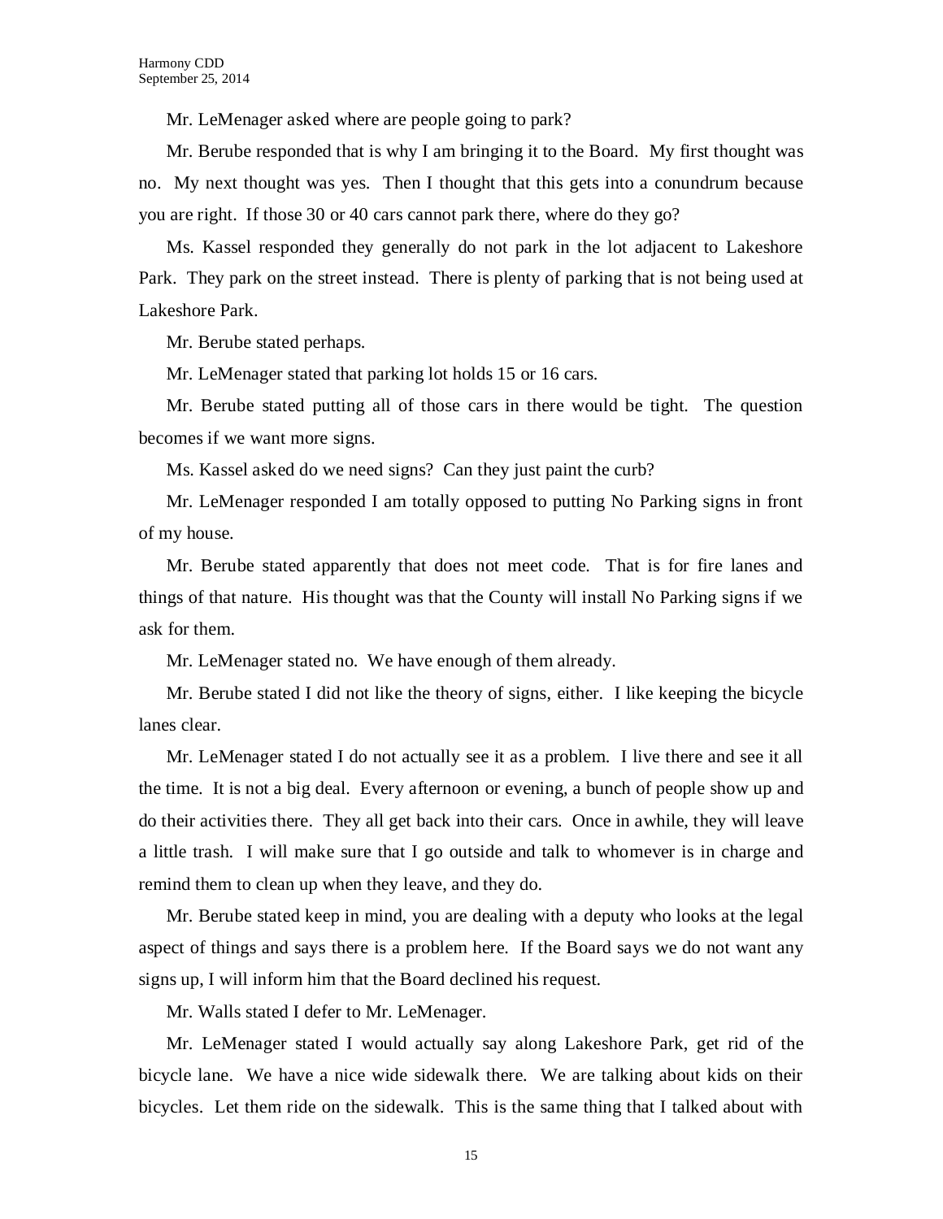Mr. LeMenager asked where are people going to park?

Mr. Berube responded that is why I am bringing it to the Board. My first thought was no. My next thought was yes. Then I thought that this gets into a conundrum because you are right. If those 30 or 40 cars cannot park there, where do they go?

Ms. Kassel responded they generally do not park in the lot adjacent to Lakeshore Park. They park on the street instead. There is plenty of parking that is not being used at Lakeshore Park.

Mr. Berube stated perhaps.

Mr. LeMenager stated that parking lot holds 15 or 16 cars.

Mr. Berube stated putting all of those cars in there would be tight. The question becomes if we want more signs.

Ms. Kassel asked do we need signs? Can they just paint the curb?

Mr. LeMenager responded I am totally opposed to putting No Parking signs in front of my house.

Mr. Berube stated apparently that does not meet code. That is for fire lanes and things of that nature. His thought was that the County will install No Parking signs if we ask for them.

Mr. LeMenager stated no. We have enough of them already.

Mr. Berube stated I did not like the theory of signs, either. I like keeping the bicycle lanes clear.

Mr. LeMenager stated I do not actually see it as a problem. I live there and see it all the time. It is not a big deal. Every afternoon or evening, a bunch of people show up and do their activities there. They all get back into their cars. Once in awhile, they will leave a little trash. I will make sure that I go outside and talk to whomever is in charge and remind them to clean up when they leave, and they do.

Mr. Berube stated keep in mind, you are dealing with a deputy who looks at the legal aspect of things and says there is a problem here. If the Board says we do not want any signs up, I will inform him that the Board declined his request.

Mr. Walls stated I defer to Mr. LeMenager.

Mr. LeMenager stated I would actually say along Lakeshore Park, get rid of the bicycle lane. We have a nice wide sidewalk there. We are talking about kids on their bicycles. Let them ride on the sidewalk. This is the same thing that I talked about with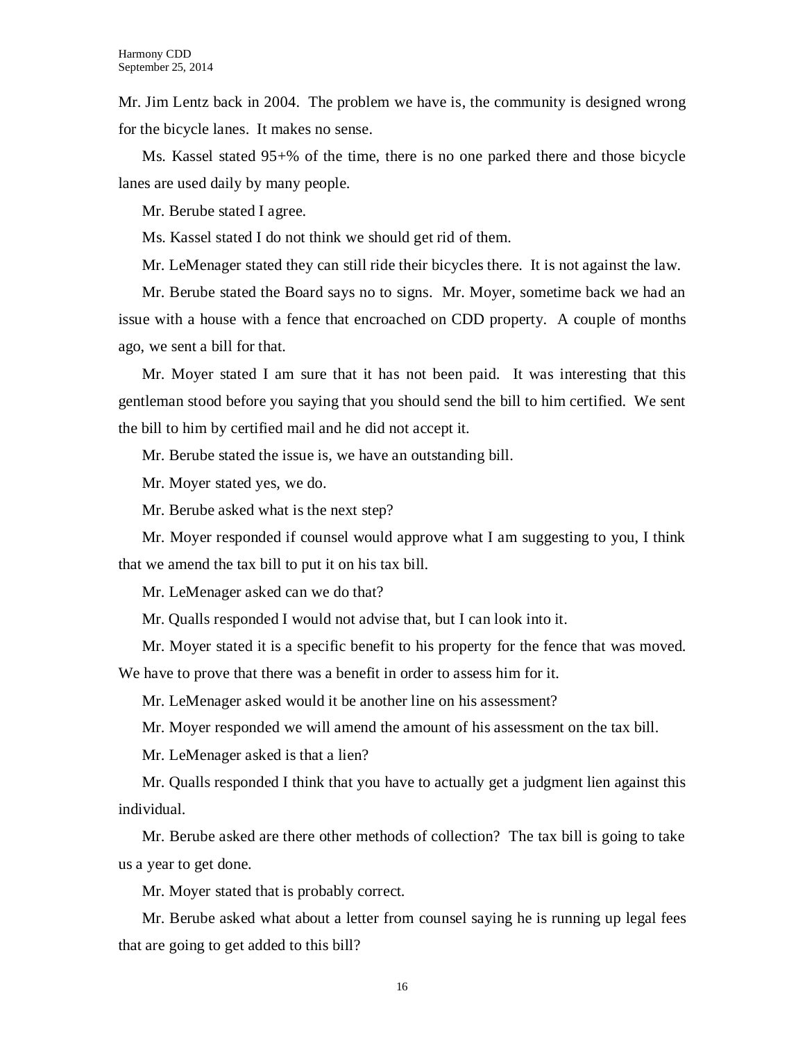Mr. Jim Lentz back in 2004. The problem we have is, the community is designed wrong for the bicycle lanes. It makes no sense.

Ms. Kassel stated 95+% of the time, there is no one parked there and those bicycle lanes are used daily by many people.

Mr. Berube stated I agree.

Ms. Kassel stated I do not think we should get rid of them.

Mr. LeMenager stated they can still ride their bicycles there. It is not against the law.

Mr. Berube stated the Board says no to signs. Mr. Moyer, sometime back we had an issue with a house with a fence that encroached on CDD property. A couple of months ago, we sent a bill for that.

Mr. Moyer stated I am sure that it has not been paid. It was interesting that this gentleman stood before you saying that you should send the bill to him certified. We sent the bill to him by certified mail and he did not accept it.

Mr. Berube stated the issue is, we have an outstanding bill.

Mr. Moyer stated yes, we do.

Mr. Berube asked what is the next step?

Mr. Moyer responded if counsel would approve what I am suggesting to you, I think that we amend the tax bill to put it on his tax bill.

Mr. LeMenager asked can we do that?

Mr. Qualls responded I would not advise that, but I can look into it.

Mr. Moyer stated it is a specific benefit to his property for the fence that was moved. We have to prove that there was a benefit in order to assess him for it.

Mr. LeMenager asked would it be another line on his assessment?

Mr. Moyer responded we will amend the amount of his assessment on the tax bill.

Mr. LeMenager asked is that a lien?

Mr. Qualls responded I think that you have to actually get a judgment lien against this individual.

Mr. Berube asked are there other methods of collection? The tax bill is going to take us a year to get done.

Mr. Moyer stated that is probably correct.

Mr. Berube asked what about a letter from counsel saying he is running up legal fees that are going to get added to this bill?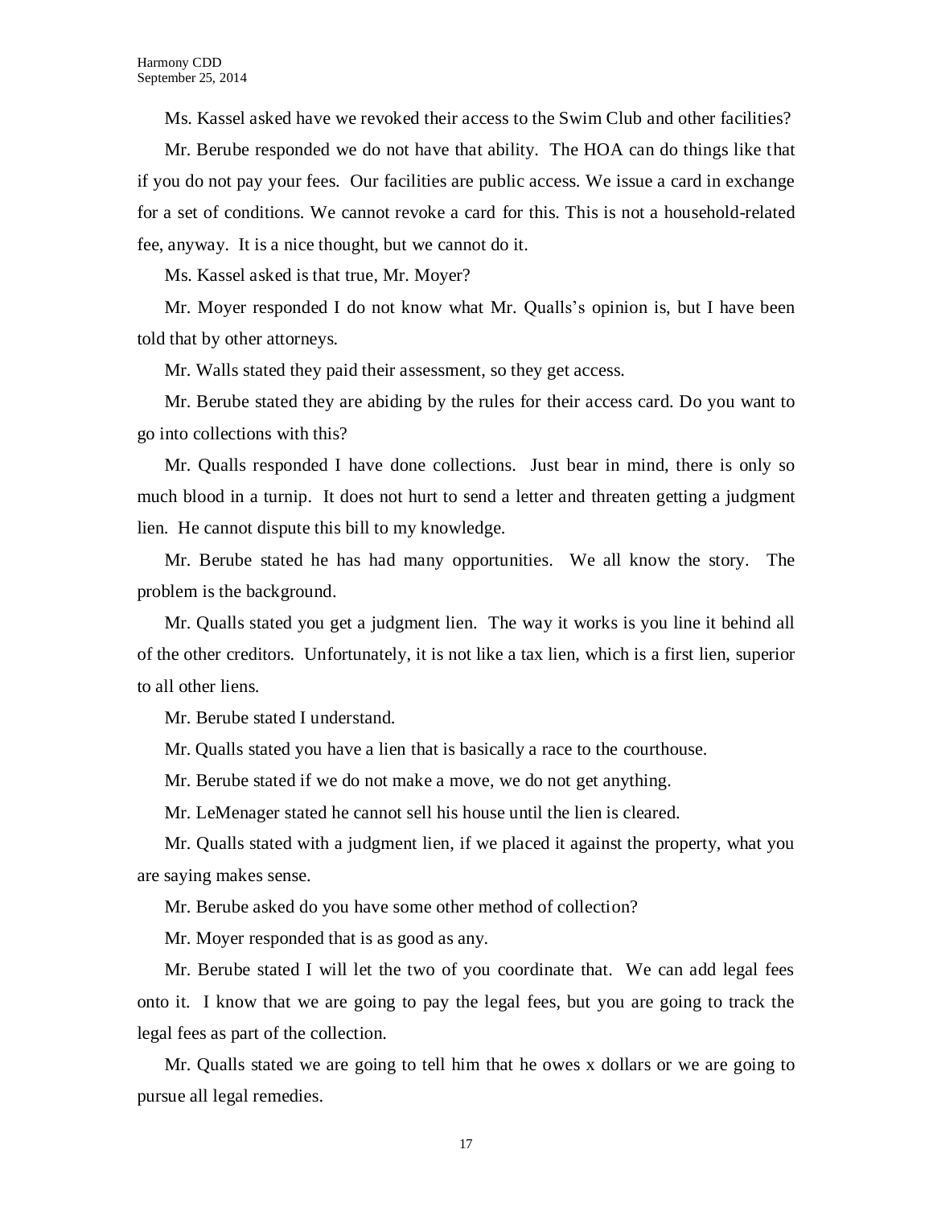Ms. Kassel asked have we revoked their access to the Swim Club and other facilities?

Mr. Berube responded we do not have that ability. The HOA can do things like that if you do not pay your fees. Our facilities are public access. We issue a card in exchange for a set of conditions. We cannot revoke a card for this. This is not a household-related fee, anyway. It is a nice thought, but we cannot do it.

Ms. Kassel asked is that true, Mr. Moyer?

Mr. Moyer responded I do not know what Mr. Qualls's opinion is, but I have been told that by other attorneys.

Mr. Walls stated they paid their assessment, so they get access.

Mr. Berube stated they are abiding by the rules for their access card. Do you want to go into collections with this?

Mr. Qualls responded I have done collections. Just bear in mind, there is only so much blood in a turnip. It does not hurt to send a letter and threaten getting a judgment lien. He cannot dispute this bill to my knowledge.

Mr. Berube stated he has had many opportunities. We all know the story. The problem is the background.

Mr. Qualls stated you get a judgment lien. The way it works is you line it behind all of the other creditors. Unfortunately, it is not like a tax lien, which is a first lien, superior to all other liens.

Mr. Berube stated I understand.

Mr. Qualls stated you have a lien that is basically a race to the courthouse.

Mr. Berube stated if we do not make a move, we do not get anything.

Mr. LeMenager stated he cannot sell his house until the lien is cleared.

Mr. Qualls stated with a judgment lien, if we placed it against the property, what you are saying makes sense.

Mr. Berube asked do you have some other method of collection?

Mr. Moyer responded that is as good as any.

Mr. Berube stated I will let the two of you coordinate that. We can add legal fees onto it. I know that we are going to pay the legal fees, but you are going to track the legal fees as part of the collection.

Mr. Qualls stated we are going to tell him that he owes x dollars or we are going to pursue all legal remedies.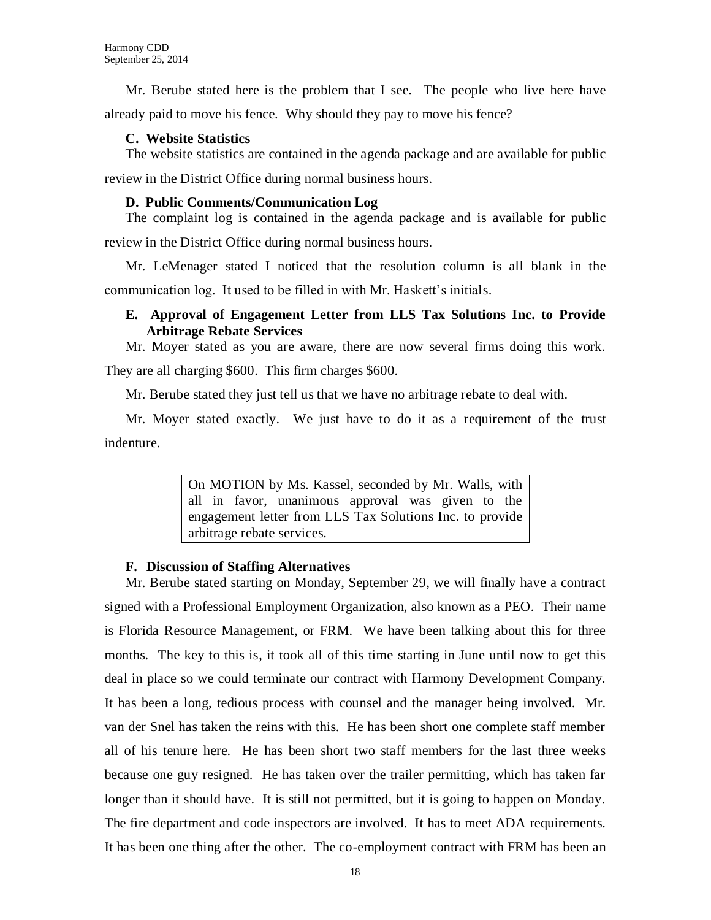Mr. Berube stated here is the problem that I see. The people who live here have already paid to move his fence. Why should they pay to move his fence?

**C. Website Statistics**

The website statistics are contained in the agenda package and are available for public review in the District Office during normal business hours.

**D. Public Comments/Communication Log**

The complaint log is contained in the agenda package and is available for public review in the District Office during normal business hours.

Mr. LeMenager stated I noticed that the resolution column is all blank in the communication log. It used to be filled in with Mr. Haskett's initials.

**E. Approval of Engagement Letter from LLS Tax Solutions Inc. to Provide Arbitrage Rebate Services**

Mr. Moyer stated as you are aware, there are now several firms doing this work. They are all charging $600. This firm charges $600.

Mr. Berube stated they just tell us that we have no arbitrage rebate to deal with.

Mr. Moyer stated exactly. We just have to do it as a requirement of the trust indenture.

> On MOTION by Ms. Kassel, seconded by Mr. Walls, with all in favor, unanimous approval was given to the engagement letter from LLS Tax Solutions Inc. to provide arbitrage rebate services.

**F. Discussion of Staffing Alternatives**

Mr. Berube stated starting on Monday, September 29, we will finally have a contract signed with a Professional Employment Organization, also known as a PEO. Their name is Florida Resource Management, or FRM. We have been talking about this for three months. The key to this is, it took all of this time starting in June until now to get this deal in place so we could terminate our contract with Harmony Development Company. It has been a long, tedious process with counsel and the manager being involved. Mr. van der Snel has taken the reins with this. He has been short one complete staff member all of his tenure here. He has been short two staff members for the last three weeks because one guy resigned. He has taken over the trailer permitting, which has taken far longer than it should have. It is still not permitted, but it is going to happen on Monday. The fire department and code inspectors are involved. It has to meet ADA requirements. It has been one thing after the other. The co-employment contract with FRM has been an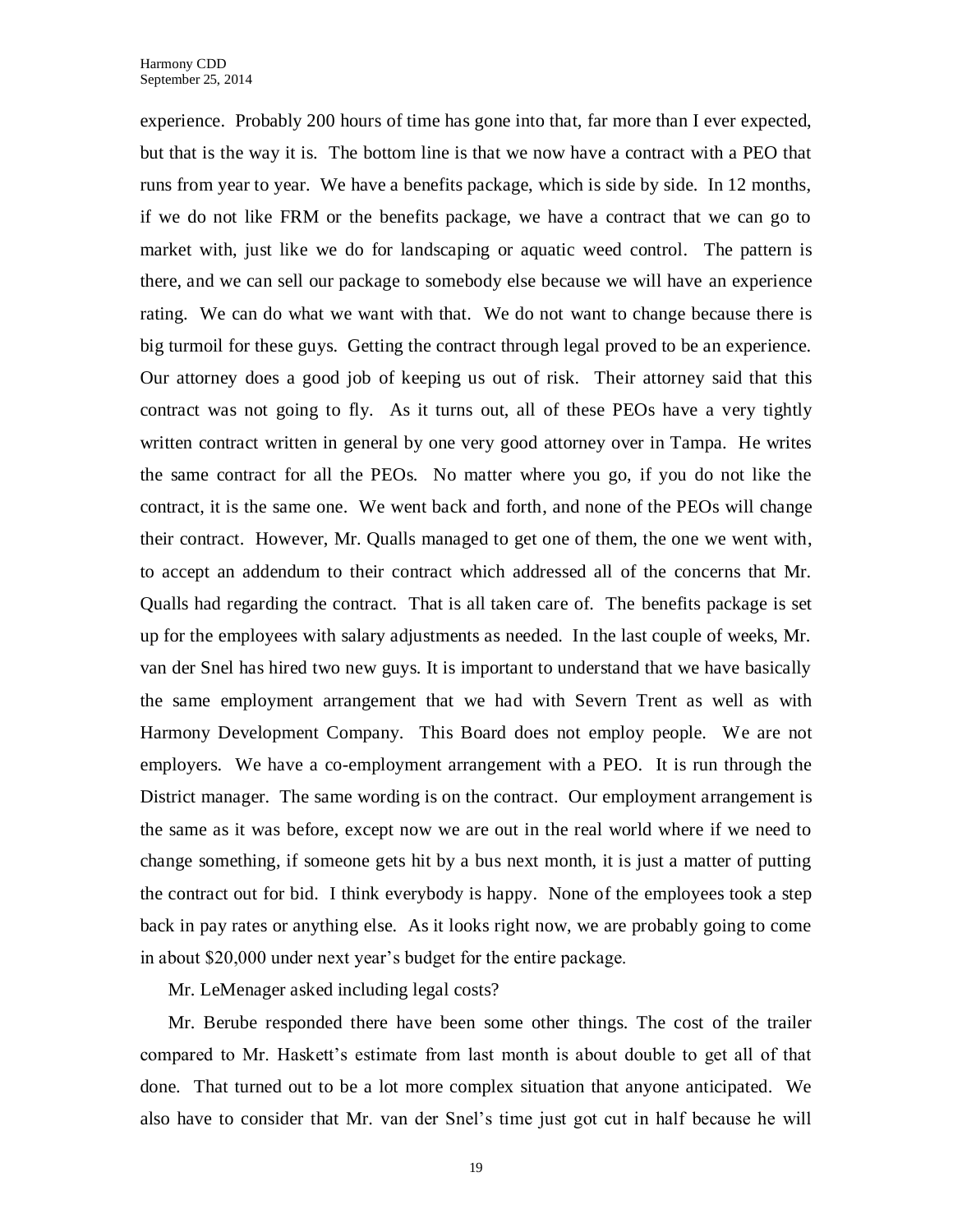experience. Probably 200 hours of time has gone into that, far more than I ever expected, but that is the way it is. The bottom line is that we now have a contract with a PEO that runs from year to year. We have a benefits package, which is side by side. In 12 months, if we do not like FRM or the benefits package, we have a contract that we can go to market with, just like we do for landscaping or aquatic weed control. The pattern is there, and we can sell our package to somebody else because we will have an experience rating. We can do what we want with that. We do not want to change because there is big turmoil for these guys. Getting the contract through legal proved to be an experience. Our attorney does a good job of keeping us out of risk. Their attorney said that this contract was not going to fly. As it turns out, all of these PEOs have a very tightly written contract written in general by one very good attorney over in Tampa. He writes the same contract for all the PEOs. No matter where you go, if you do not like the contract, it is the same one. We went back and forth, and none of the PEOs will change their contract. However, Mr. Qualls managed to get one of them, the one we went with, to accept an addendum to their contract which addressed all of the concerns that Mr. Qualls had regarding the contract. That is all taken care of. The benefits package is set up for the employees with salary adjustments as needed. In the last couple of weeks, Mr. van der Snel has hired two new guys. It is important to understand that we have basically the same employment arrangement that we had with Severn Trent as well as with Harmony Development Company. This Board does not employ people. We are not employers. We have a co-employment arrangement with a PEO. It is run through the District manager. The same wording is on the contract. Our employment arrangement is the same as it was before, except now we are out in the real world where if we need to change something, if someone gets hit by a bus next month, it is just a matter of putting the contract out for bid. I think everybody is happy. None of the employees took a step back in pay rates or anything else. As it looks right now, we are probably going to come in about $20,000 under next year's budget for the entire package.

Mr. LeMenager asked including legal costs?

Mr. Berube responded there have been some other things. The cost of the trailer compared to Mr. Haskett's estimate from last month is about double to get all of that done. That turned out to be a lot more complex situation that anyone anticipated. We also have to consider that Mr. van der Snel's time just got cut in half because he will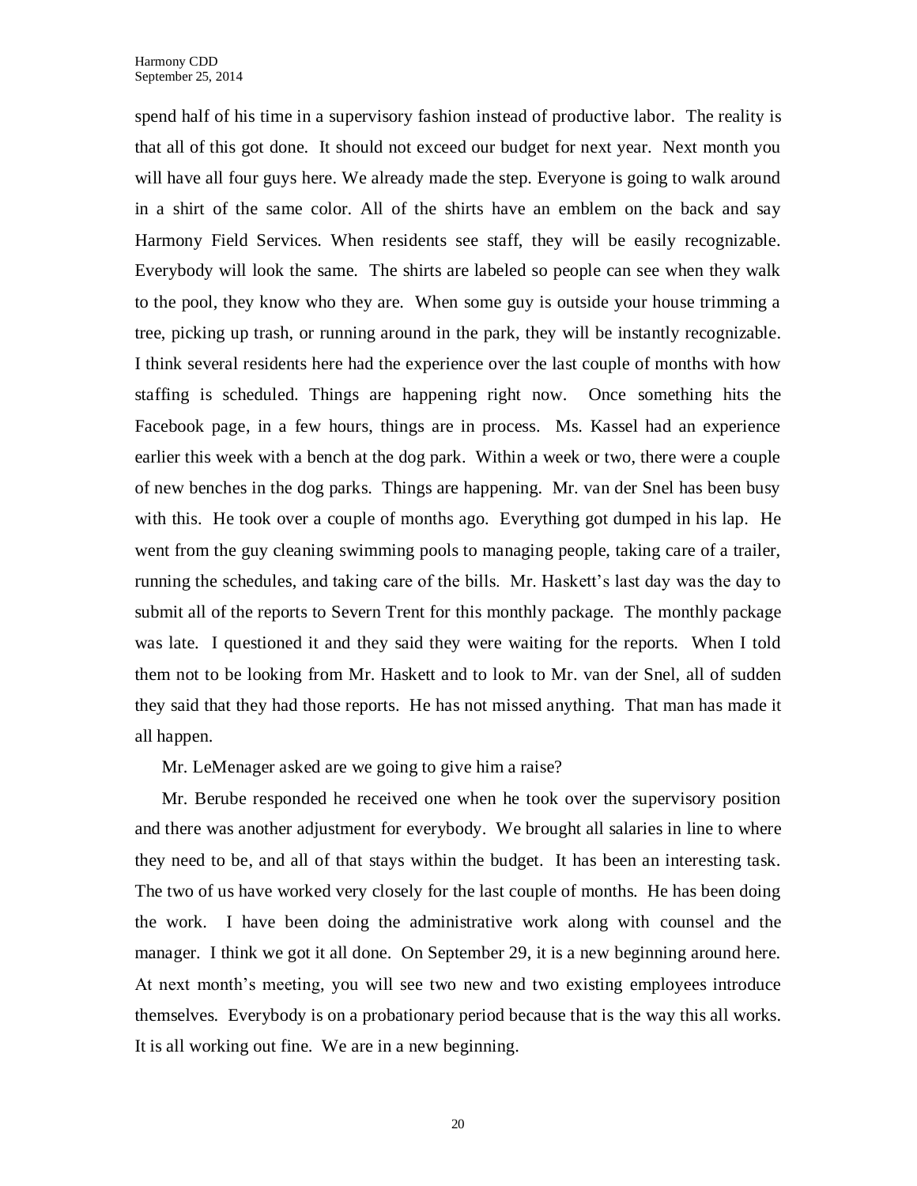spend half of his time in a supervisory fashion instead of productive labor. The reality is that all of this got done. It should not exceed our budget for next year. Next month you will have all four guys here. We already made the step. Everyone is going to walk around in a shirt of the same color. All of the shirts have an emblem on the back and say Harmony Field Services. When residents see staff, they will be easily recognizable. Everybody will look the same. The shirts are labeled so people can see when they walk to the pool, they know who they are. When some guy is outside your house trimming a tree, picking up trash, or running around in the park, they will be instantly recognizable. I think several residents here had the experience over the last couple of months with how staffing is scheduled. Things are happening right now. Once something hits the Facebook page, in a few hours, things are in process. Ms. Kassel had an experience earlier this week with a bench at the dog park. Within a week or two, there were a couple of new benches in the dog parks. Things are happening. Mr. van der Snel has been busy with this. He took over a couple of months ago. Everything got dumped in his lap. He went from the guy cleaning swimming pools to managing people, taking care of a trailer, running the schedules, and taking care of the bills. Mr. Haskett's last day was the day to submit all of the reports to Severn Trent for this monthly package. The monthly package was late. I questioned it and they said they were waiting for the reports. When I told them not to be looking from Mr. Haskett and to look to Mr. van der Snel, all of sudden they said that they had those reports. He has not missed anything. That man has made it all happen.

Mr. LeMenager asked are we going to give him a raise?

Mr. Berube responded he received one when he took over the supervisory position and there was another adjustment for everybody. We brought all salaries in line to where they need to be, and all of that stays within the budget. It has been an interesting task. The two of us have worked very closely for the last couple of months. He has been doing the work. I have been doing the administrative work along with counsel and the manager. I think we got it all done. On September 29, it is a new beginning around here. At next month's meeting, you will see two new and two existing employees introduce themselves. Everybody is on a probationary period because that is the way this all works. It is all working out fine. We are in a new beginning.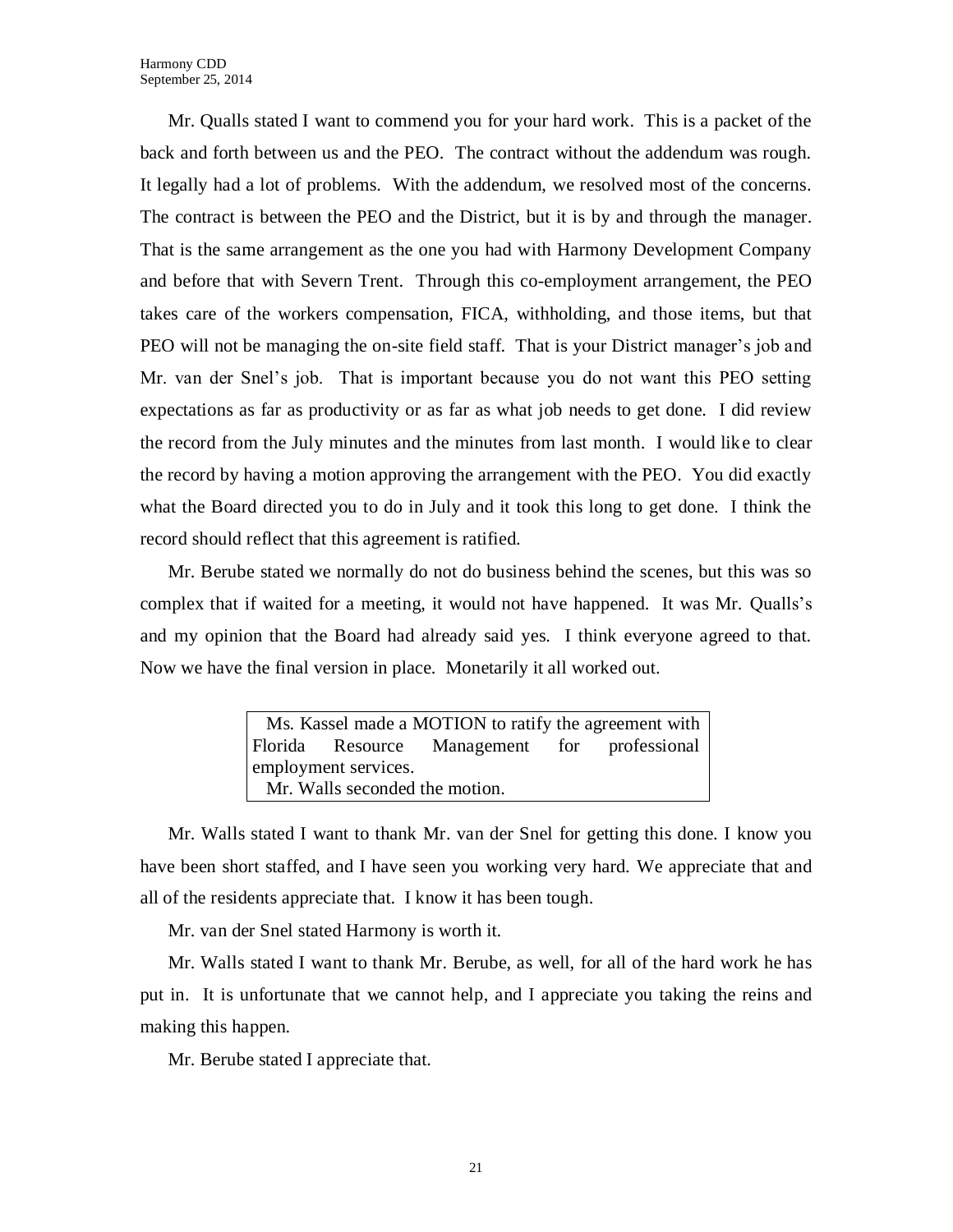Mr. Qualls stated I want to commend you for your hard work. This is a packet of the back and forth between us and the PEO. The contract without the addendum was rough. It legally had a lot of problems. With the addendum, we resolved most of the concerns. The contract is between the PEO and the District, but it is by and through the manager. That is the same arrangement as the one you had with Harmony Development Company and before that with Severn Trent. Through this co-employment arrangement, the PEO takes care of the workers compensation, FICA, withholding, and those items, but that PEO will not be managing the on-site field staff. That is your District manager's job and Mr. van der Snel's job. That is important because you do not want this PEO setting expectations as far as productivity or as far as what job needs to get done. I did review the record from the July minutes and the minutes from last month. I would like to clear the record by having a motion approving the arrangement with the PEO. You did exactly what the Board directed you to do in July and it took this long to get done. I think the record should reflect that this agreement is ratified.

Mr. Berube stated we normally do not do business behind the scenes, but this was so complex that if waited for a meeting, it would not have happened. It was Mr. Qualls's and my opinion that the Board had already said yes. I think everyone agreed to that. Now we have the final version in place. Monetarily it all worked out.

> Ms. Kassel made a MOTION to ratify the agreement with Florida Resource Management for professional employment services.
>
> Mr. Walls seconded the motion.

Mr. Walls stated I want to thank Mr. van der Snel for getting this done. I know you have been short staffed, and I have seen you working very hard. We appreciate that and all of the residents appreciate that. I know it has been tough.

Mr. van der Snel stated Harmony is worth it.

Mr. Walls stated I want to thank Mr. Berube, as well, for all of the hard work he has put in. It is unfortunate that we cannot help, and I appreciate you taking the reins and making this happen.

Mr. Berube stated I appreciate that.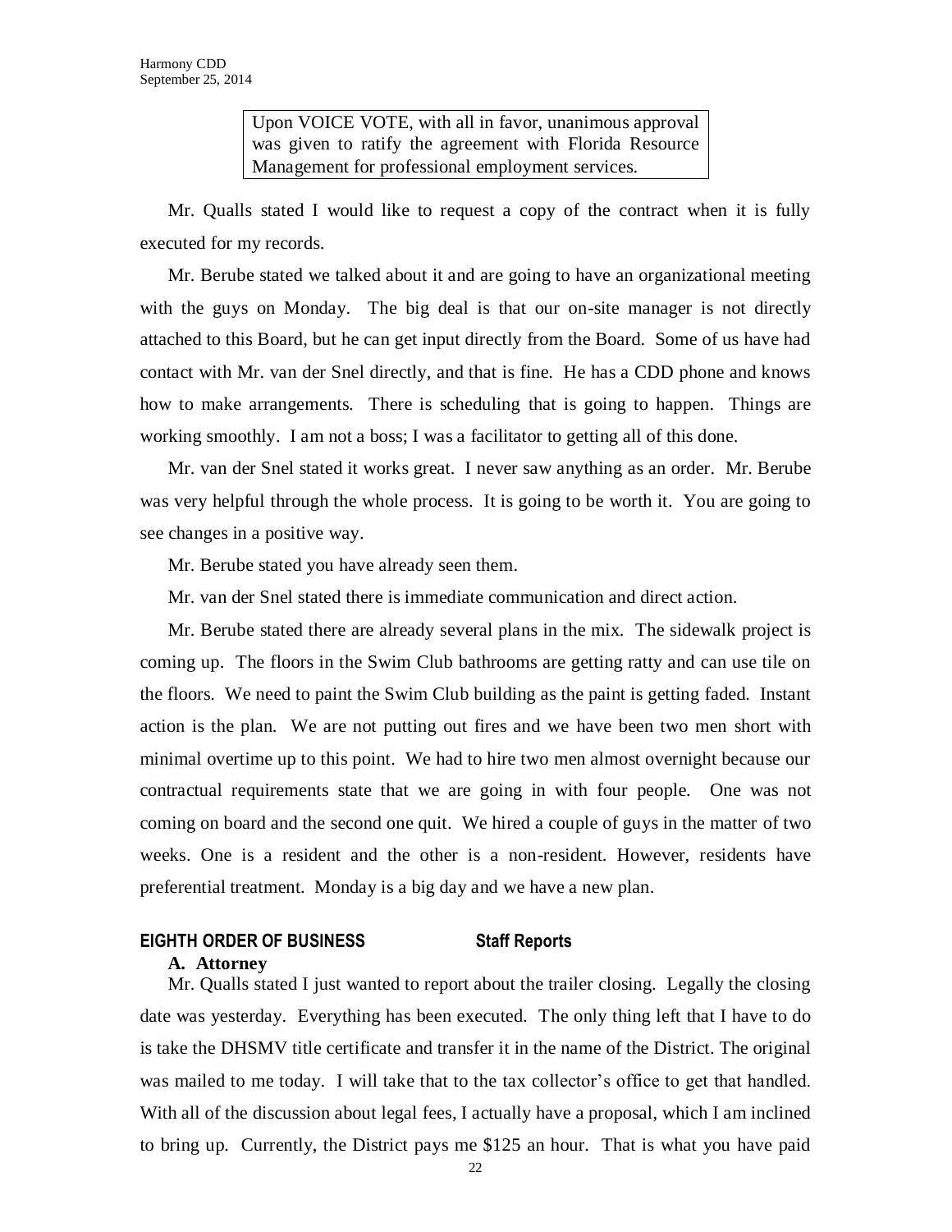> Upon VOICE VOTE, with all in favor, unanimous approval was given to ratify the agreement with Florida Resource Management for professional employment services.

Mr. Qualls stated I would like to request a copy of the contract when it is fully executed for my records.

Mr. Berube stated we talked about it and are going to have an organizational meeting with the guys on Monday. The big deal is that our on-site manager is not directly attached to this Board, but he can get input directly from the Board. Some of us have had contact with Mr. van der Snel directly, and that is fine. He has a CDD phone and knows how to make arrangements. There is scheduling that is going to happen. Things are working smoothly. I am not a boss; I was a facilitator to getting all of this done.

Mr. van der Snel stated it works great. I never saw anything as an order. Mr. Berube was very helpful through the whole process. It is going to be worth it. You are going to see changes in a positive way.

Mr. Berube stated you have already seen them.

Mr. van der Snel stated there is immediate communication and direct action.

Mr. Berube stated there are already several plans in the mix. The sidewalk project is coming up. The floors in the Swim Club bathrooms are getting ratty and can use tile on the floors. We need to paint the Swim Club building as the paint is getting faded. Instant action is the plan. We are not putting out fires and we have been two men short with minimal overtime up to this point. We had to hire two men almost overnight because our contractual requirements state that we are going in with four people. One was not coming on board and the second one quit. We hired a couple of guys in the matter of two weeks. One is a resident and the other is a non-resident. However, residents have preferential treatment. Monday is a big day and we have a new plan.

## EIGHTH ORDER OF BUSINESS　　　　Staff Reports

### A. Attorney

Mr. Qualls stated I just wanted to report about the trailer closing. Legally the closing date was yesterday. Everything has been executed. The only thing left that I have to do is take the DHSMV title certificate and transfer it in the name of the District. The original was mailed to me today. I will take that to the tax collector's office to get that handled. With all of the discussion about legal fees, I actually have a proposal, which I am inclined to bring up. Currently, the District pays me $125 an hour. That is what you have paid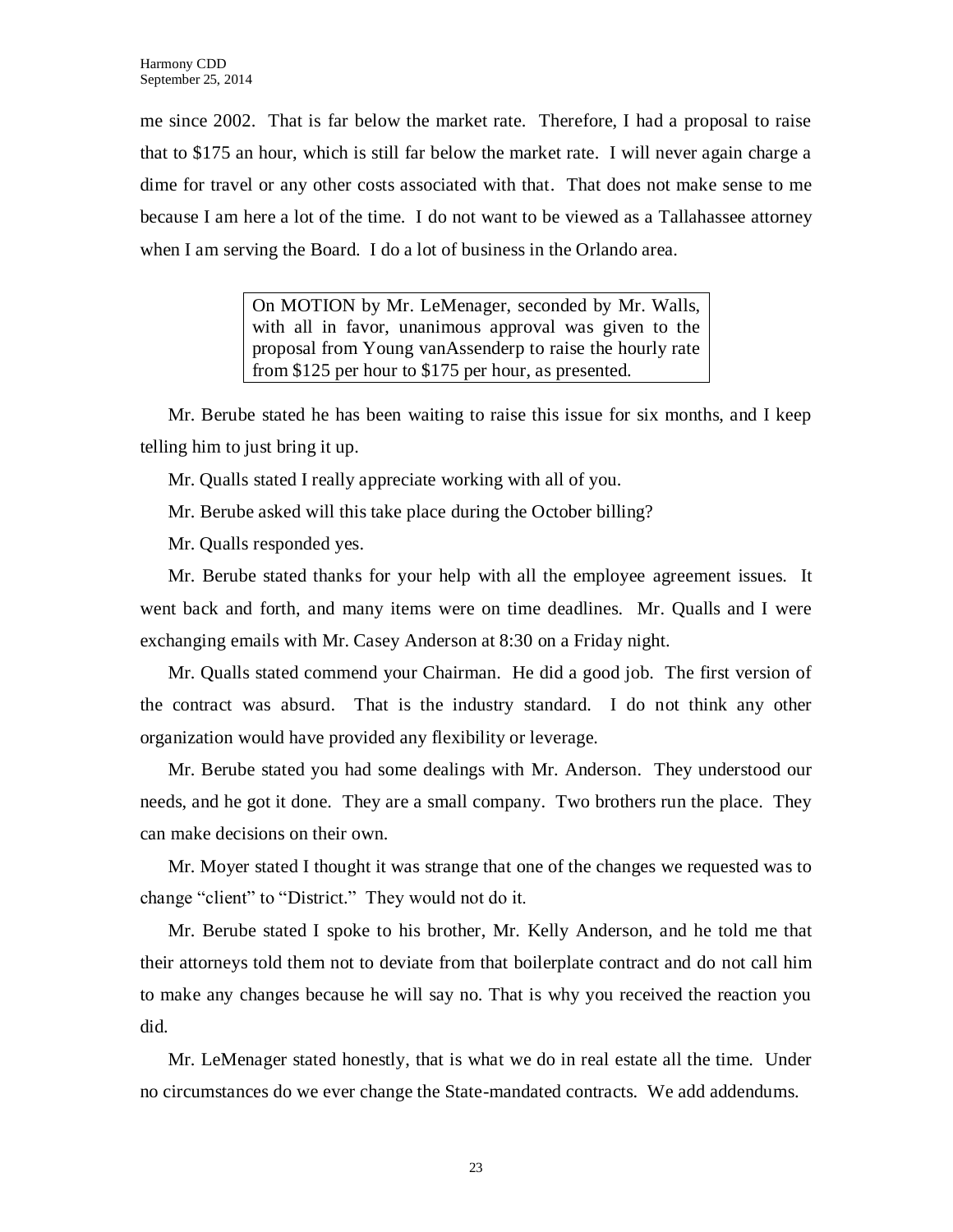me since 2002. That is far below the market rate. Therefore, I had a proposal to raise that to $175 an hour, which is still far below the market rate. I will never again charge a dime for travel or any other costs associated with that. That does not make sense to me because I am here a lot of the time. I do not want to be viewed as a Tallahassee attorney when I am serving the Board. I do a lot of business in the Orlando area.

> On MOTION by Mr. LeMenager, seconded by Mr. Walls, with all in favor, unanimous approval was given to the proposal from Young vanAssenderp to raise the hourly rate from $125 per hour to $175 per hour, as presented.

Mr. Berube stated he has been waiting to raise this issue for six months, and I keep telling him to just bring it up.

Mr. Qualls stated I really appreciate working with all of you.

Mr. Berube asked will this take place during the October billing?

Mr. Qualls responded yes.

Mr. Berube stated thanks for your help with all the employee agreement issues. It went back and forth, and many items were on time deadlines. Mr. Qualls and I were exchanging emails with Mr. Casey Anderson at 8:30 on a Friday night.

Mr. Qualls stated commend your Chairman. He did a good job. The first version of the contract was absurd. That is the industry standard. I do not think any other organization would have provided any flexibility or leverage.

Mr. Berube stated you had some dealings with Mr. Anderson. They understood our needs, and he got it done. They are a small company. Two brothers run the place. They can make decisions on their own.

Mr. Moyer stated I thought it was strange that one of the changes we requested was to change "client" to "District." They would not do it.

Mr. Berube stated I spoke to his brother, Mr. Kelly Anderson, and he told me that their attorneys told them not to deviate from that boilerplate contract and do not call him to make any changes because he will say no. That is why you received the reaction you did.

Mr. LeMenager stated honestly, that is what we do in real estate all the time. Under no circumstances do we ever change the State-mandated contracts. We add addendums.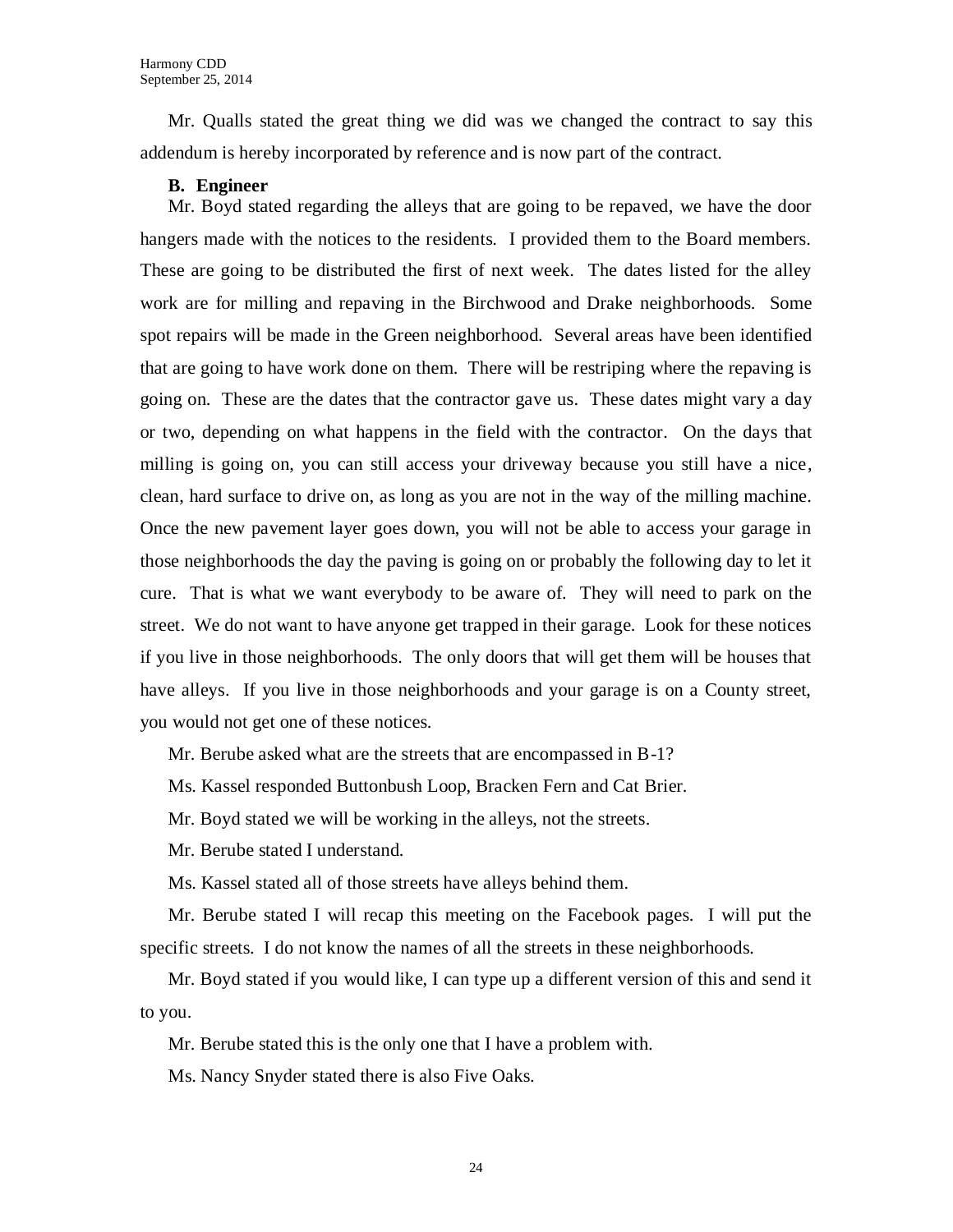Mr. Qualls stated the great thing we did was we changed the contract to say this addendum is hereby incorporated by reference and is now part of the contract.

**B. Engineer**

Mr. Boyd stated regarding the alleys that are going to be repaved, we have the door hangers made with the notices to the residents. I provided them to the Board members. These are going to be distributed the first of next week. The dates listed for the alley work are for milling and repaving in the Birchwood and Drake neighborhoods. Some spot repairs will be made in the Green neighborhood. Several areas have been identified that are going to have work done on them. There will be restriping where the repaving is going on. These are the dates that the contractor gave us. These dates might vary a day or two, depending on what happens in the field with the contractor. On the days that milling is going on, you can still access your driveway because you still have a nice, clean, hard surface to drive on, as long as you are not in the way of the milling machine. Once the new pavement layer goes down, you will not be able to access your garage in those neighborhoods the day the paving is going on or probably the following day to let it cure. That is what we want everybody to be aware of. They will need to park on the street. We do not want to have anyone get trapped in their garage. Look for these notices if you live in those neighborhoods. The only doors that will get them will be houses that have alleys. If you live in those neighborhoods and your garage is on a County street, you would not get one of these notices.

Mr. Berube asked what are the streets that are encompassed in B-1?

Ms. Kassel responded Buttonbush Loop, Bracken Fern and Cat Brier.

Mr. Boyd stated we will be working in the alleys, not the streets.

Mr. Berube stated I understand.

Ms. Kassel stated all of those streets have alleys behind them.

Mr. Berube stated I will recap this meeting on the Facebook pages. I will put the specific streets. I do not know the names of all the streets in these neighborhoods.

Mr. Boyd stated if you would like, I can type up a different version of this and send it to you.

Mr. Berube stated this is the only one that I have a problem with.

Ms. Nancy Snyder stated there is also Five Oaks.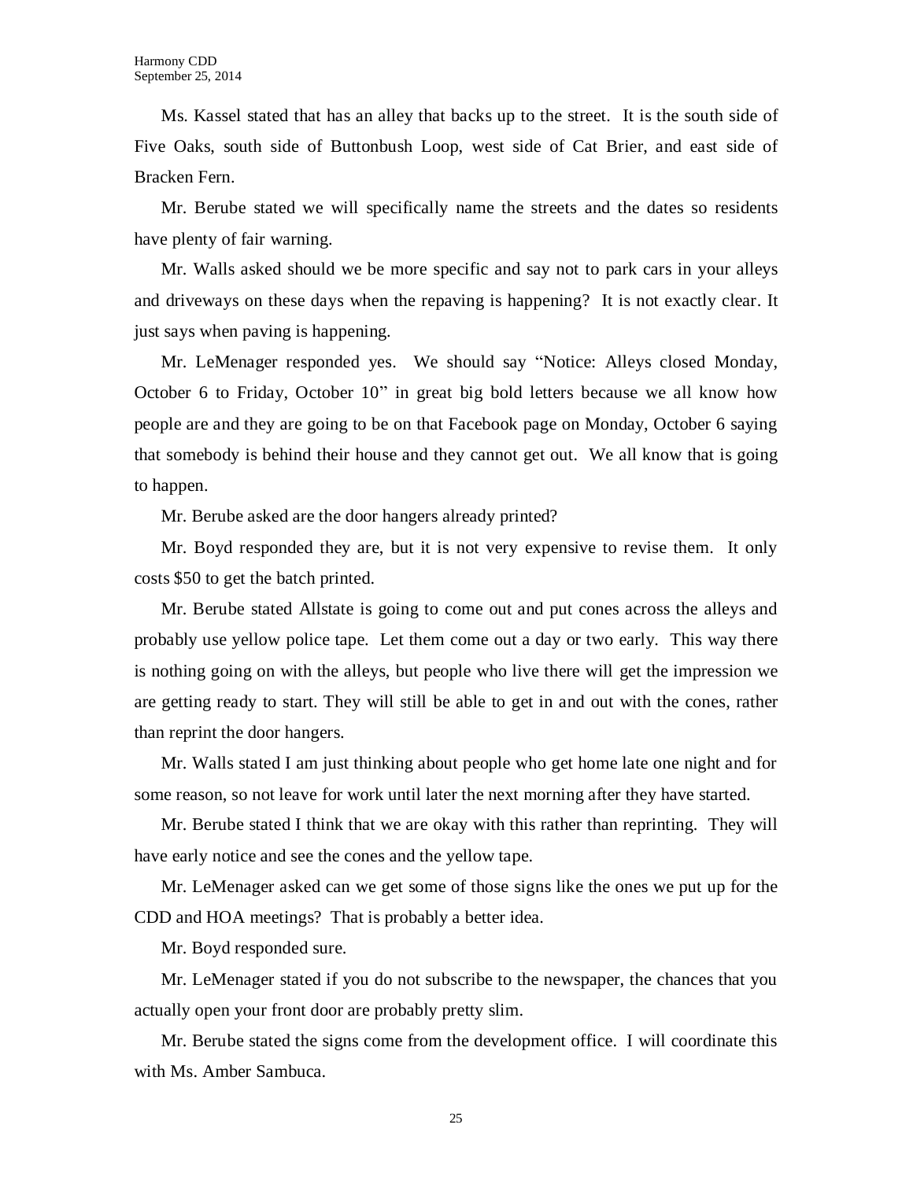Ms. Kassel stated that has an alley that backs up to the street. It is the south side of Five Oaks, south side of Buttonbush Loop, west side of Cat Brier, and east side of Bracken Fern.

Mr. Berube stated we will specifically name the streets and the dates so residents have plenty of fair warning.

Mr. Walls asked should we be more specific and say not to park cars in your alleys and driveways on these days when the repaving is happening? It is not exactly clear. It just says when paving is happening.

Mr. LeMenager responded yes. We should say "Notice: Alleys closed Monday, October 6 to Friday, October 10" in great big bold letters because we all know how people are and they are going to be on that Facebook page on Monday, October 6 saying that somebody is behind their house and they cannot get out. We all know that is going to happen.

Mr. Berube asked are the door hangers already printed?

Mr. Boyd responded they are, but it is not very expensive to revise them. It only costs $50 to get the batch printed.

Mr. Berube stated Allstate is going to come out and put cones across the alleys and probably use yellow police tape. Let them come out a day or two early. This way there is nothing going on with the alleys, but people who live there will get the impression we are getting ready to start. They will still be able to get in and out with the cones, rather than reprint the door hangers.

Mr. Walls stated I am just thinking about people who get home late one night and for some reason, so not leave for work until later the next morning after they have started.

Mr. Berube stated I think that we are okay with this rather than reprinting. They will have early notice and see the cones and the yellow tape.

Mr. LeMenager asked can we get some of those signs like the ones we put up for the CDD and HOA meetings? That is probably a better idea.

Mr. Boyd responded sure.

Mr. LeMenager stated if you do not subscribe to the newspaper, the chances that you actually open your front door are probably pretty slim.

Mr. Berube stated the signs come from the development office. I will coordinate this with Ms. Amber Sambuca.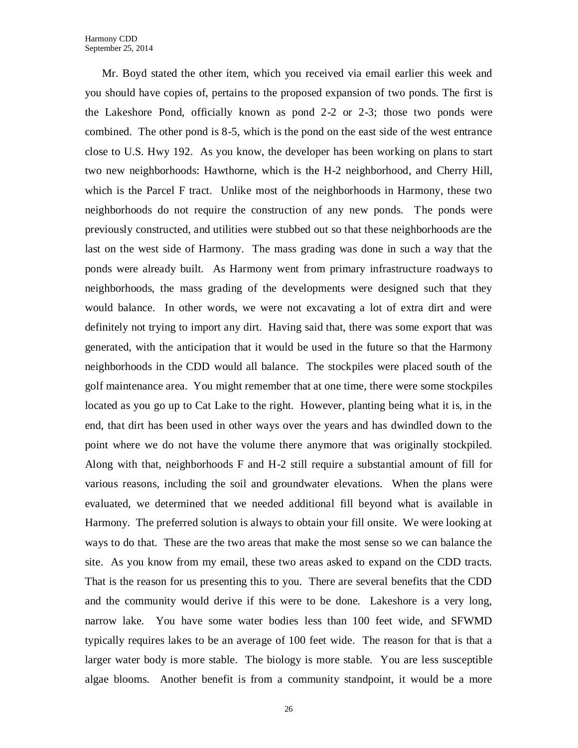Mr. Boyd stated the other item, which you received via email earlier this week and you should have copies of, pertains to the proposed expansion of two ponds. The first is the Lakeshore Pond, officially known as pond 2-2 or 2-3; those two ponds were combined. The other pond is 8-5, which is the pond on the east side of the west entrance close to U.S. Hwy 192. As you know, the developer has been working on plans to start two new neighborhoods: Hawthorne, which is the H-2 neighborhood, and Cherry Hill, which is the Parcel F tract. Unlike most of the neighborhoods in Harmony, these two neighborhoods do not require the construction of any new ponds. The ponds were previously constructed, and utilities were stubbed out so that these neighborhoods are the last on the west side of Harmony. The mass grading was done in such a way that the ponds were already built. As Harmony went from primary infrastructure roadways to neighborhoods, the mass grading of the developments were designed such that they would balance. In other words, we were not excavating a lot of extra dirt and were definitely not trying to import any dirt. Having said that, there was some export that was generated, with the anticipation that it would be used in the future so that the Harmony neighborhoods in the CDD would all balance. The stockpiles were placed south of the golf maintenance area. You might remember that at one time, there were some stockpiles located as you go up to Cat Lake to the right. However, planting being what it is, in the end, that dirt has been used in other ways over the years and has dwindled down to the point where we do not have the volume there anymore that was originally stockpiled. Along with that, neighborhoods F and H-2 still require a substantial amount of fill for various reasons, including the soil and groundwater elevations. When the plans were evaluated, we determined that we needed additional fill beyond what is available in Harmony. The preferred solution is always to obtain your fill onsite. We were looking at ways to do that. These are the two areas that make the most sense so we can balance the site. As you know from my email, these two areas asked to expand on the CDD tracts. That is the reason for us presenting this to you. There are several benefits that the CDD and the community would derive if this were to be done. Lakeshore is a very long, narrow lake. You have some water bodies less than 100 feet wide, and SFWMD typically requires lakes to be an average of 100 feet wide. The reason for that is that a larger water body is more stable. The biology is more stable. You are less susceptible algae blooms. Another benefit is from a community standpoint, it would be a more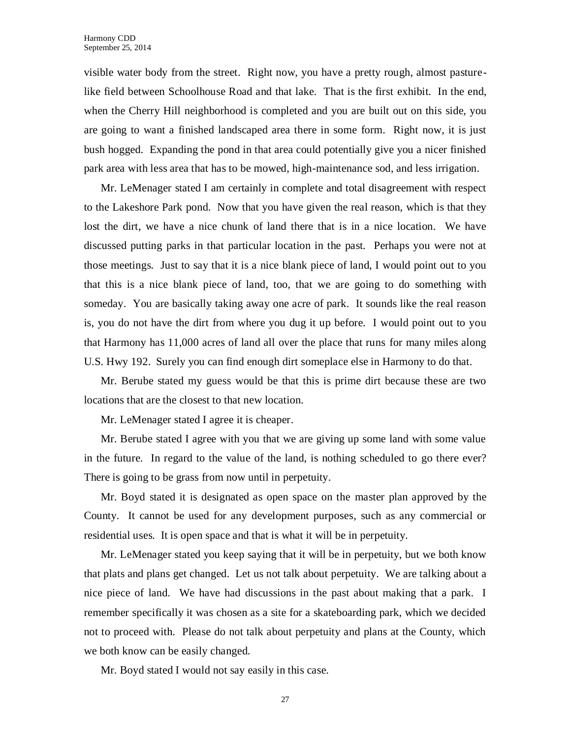visible water body from the street. Right now, you have a pretty rough, almost pasture-like field between Schoolhouse Road and that lake. That is the first exhibit. In the end, when the Cherry Hill neighborhood is completed and you are built out on this side, you are going to want a finished landscaped area there in some form. Right now, it is just bush hogged. Expanding the pond in that area could potentially give you a nicer finished park area with less area that has to be mowed, high-maintenance sod, and less irrigation.

Mr. LeMenager stated I am certainly in complete and total disagreement with respect to the Lakeshore Park pond. Now that you have given the real reason, which is that they lost the dirt, we have a nice chunk of land there that is in a nice location. We have discussed putting parks in that particular location in the past. Perhaps you were not at those meetings. Just to say that it is a nice blank piece of land, I would point out to you that this is a nice blank piece of land, too, that we are going to do something with someday. You are basically taking away one acre of park. It sounds like the real reason is, you do not have the dirt from where you dug it up before. I would point out to you that Harmony has 11,000 acres of land all over the place that runs for many miles along U.S. Hwy 192. Surely you can find enough dirt someplace else in Harmony to do that.

Mr. Berube stated my guess would be that this is prime dirt because these are two locations that are the closest to that new location.

Mr. LeMenager stated I agree it is cheaper.

Mr. Berube stated I agree with you that we are giving up some land with some value in the future. In regard to the value of the land, is nothing scheduled to go there ever? There is going to be grass from now until in perpetuity.

Mr. Boyd stated it is designated as open space on the master plan approved by the County. It cannot be used for any development purposes, such as any commercial or residential uses. It is open space and that is what it will be in perpetuity.

Mr. LeMenager stated you keep saying that it will be in perpetuity, but we both know that plats and plans get changed. Let us not talk about perpetuity. We are talking about a nice piece of land. We have had discussions in the past about making that a park. I remember specifically it was chosen as a site for a skateboarding park, which we decided not to proceed with. Please do not talk about perpetuity and plans at the County, which we both know can be easily changed.

Mr. Boyd stated I would not say easily in this case.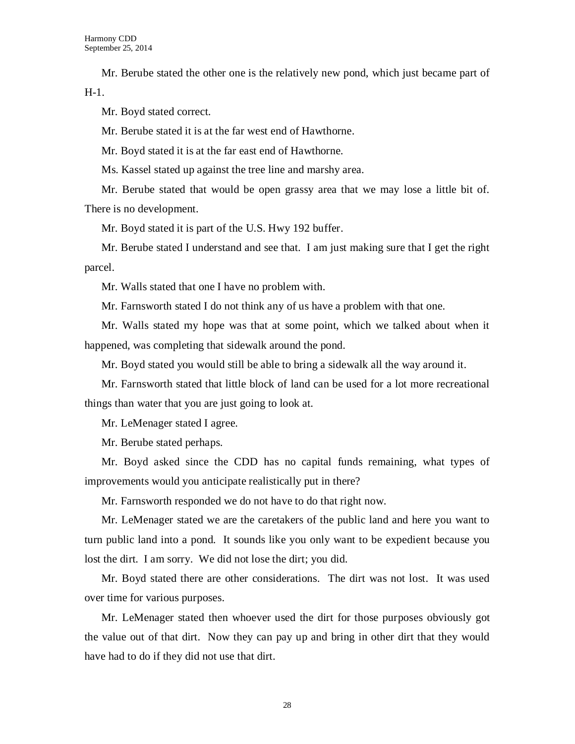Mr. Berube stated the other one is the relatively new pond, which just became part of H-1.

Mr. Boyd stated correct.

Mr. Berube stated it is at the far west end of Hawthorne.

Mr. Boyd stated it is at the far east end of Hawthorne.

Ms. Kassel stated up against the tree line and marshy area.

Mr. Berube stated that would be open grassy area that we may lose a little bit of. There is no development.

Mr. Boyd stated it is part of the U.S. Hwy 192 buffer.

Mr. Berube stated I understand and see that. I am just making sure that I get the right parcel.

Mr. Walls stated that one I have no problem with.

Mr. Farnsworth stated I do not think any of us have a problem with that one.

Mr. Walls stated my hope was that at some point, which we talked about when it happened, was completing that sidewalk around the pond.

Mr. Boyd stated you would still be able to bring a sidewalk all the way around it.

Mr. Farnsworth stated that little block of land can be used for a lot more recreational things than water that you are just going to look at.

Mr. LeMenager stated I agree.

Mr. Berube stated perhaps.

Mr. Boyd asked since the CDD has no capital funds remaining, what types of improvements would you anticipate realistically put in there?

Mr. Farnsworth responded we do not have to do that right now.

Mr. LeMenager stated we are the caretakers of the public land and here you want to turn public land into a pond. It sounds like you only want to be expedient because you lost the dirt. I am sorry. We did not lose the dirt; you did.

Mr. Boyd stated there are other considerations. The dirt was not lost. It was used over time for various purposes.

Mr. LeMenager stated then whoever used the dirt for those purposes obviously got the value out of that dirt. Now they can pay up and bring in other dirt that they would have had to do if they did not use that dirt.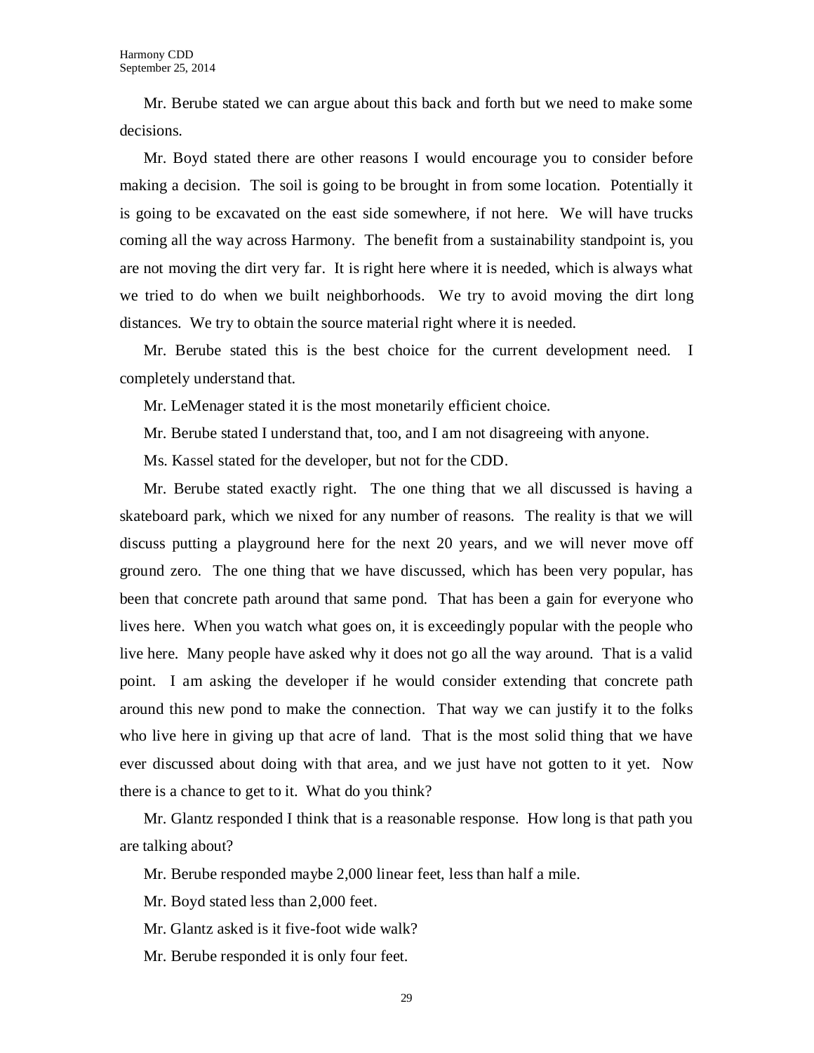Mr. Berube stated we can argue about this back and forth but we need to make some decisions.

Mr. Boyd stated there are other reasons I would encourage you to consider before making a decision. The soil is going to be brought in from some location. Potentially it is going to be excavated on the east side somewhere, if not here. We will have trucks coming all the way across Harmony. The benefit from a sustainability standpoint is, you are not moving the dirt very far. It is right here where it is needed, which is always what we tried to do when we built neighborhoods. We try to avoid moving the dirt long distances. We try to obtain the source material right where it is needed.

Mr. Berube stated this is the best choice for the current development need. I completely understand that.

Mr. LeMenager stated it is the most monetarily efficient choice.

Mr. Berube stated I understand that, too, and I am not disagreeing with anyone.

Ms. Kassel stated for the developer, but not for the CDD.

Mr. Berube stated exactly right. The one thing that we all discussed is having a skateboard park, which we nixed for any number of reasons. The reality is that we will discuss putting a playground here for the next 20 years, and we will never move off ground zero. The one thing that we have discussed, which has been very popular, has been that concrete path around that same pond. That has been a gain for everyone who lives here. When you watch what goes on, it is exceedingly popular with the people who live here. Many people have asked why it does not go all the way around. That is a valid point. I am asking the developer if he would consider extending that concrete path around this new pond to make the connection. That way we can justify it to the folks who live here in giving up that acre of land. That is the most solid thing that we have ever discussed about doing with that area, and we just have not gotten to it yet. Now there is a chance to get to it. What do you think?

Mr. Glantz responded I think that is a reasonable response. How long is that path you are talking about?

Mr. Berube responded maybe 2,000 linear feet, less than half a mile.

Mr. Boyd stated less than 2,000 feet.

Mr. Glantz asked is it five-foot wide walk?

Mr. Berube responded it is only four feet.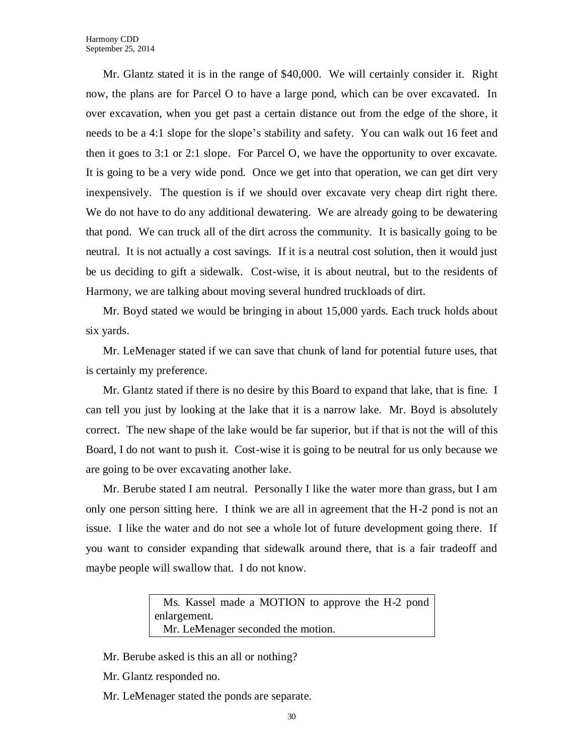Mr. Glantz stated it is in the range of $40,000. We will certainly consider it. Right now, the plans are for Parcel O to have a large pond, which can be over excavated. In over excavation, when you get past a certain distance out from the edge of the shore, it needs to be a 4:1 slope for the slope's stability and safety. You can walk out 16 feet and then it goes to 3:1 or 2:1 slope. For Parcel O, we have the opportunity to over excavate. It is going to be a very wide pond. Once we get into that operation, we can get dirt very inexpensively. The question is if we should over excavate very cheap dirt right there. We do not have to do any additional dewatering. We are already going to be dewatering that pond. We can truck all of the dirt across the community. It is basically going to be neutral. It is not actually a cost savings. If it is a neutral cost solution, then it would just be us deciding to gift a sidewalk. Cost-wise, it is about neutral, but to the residents of Harmony, we are talking about moving several hundred truckloads of dirt.

Mr. Boyd stated we would be bringing in about 15,000 yards. Each truck holds about six yards.

Mr. LeMenager stated if we can save that chunk of land for potential future uses, that is certainly my preference.

Mr. Glantz stated if there is no desire by this Board to expand that lake, that is fine. I can tell you just by looking at the lake that it is a narrow lake. Mr. Boyd is absolutely correct. The new shape of the lake would be far superior, but if that is not the will of this Board, I do not want to push it. Cost-wise it is going to be neutral for us only because we are going to be over excavating another lake.

Mr. Berube stated I am neutral. Personally I like the water more than grass, but I am only one person sitting here. I think we are all in agreement that the H-2 pond is not an issue. I like the water and do not see a whole lot of future development going there. If you want to consider expanding that sidewalk around there, that is a fair tradeoff and maybe people will swallow that. I do not know.

> Ms. Kassel made a MOTION to approve the H-2 pond enlargement.
> Mr. LeMenager seconded the motion.

Mr. Berube asked is this an all or nothing?

Mr. Glantz responded no.

Mr. LeMenager stated the ponds are separate.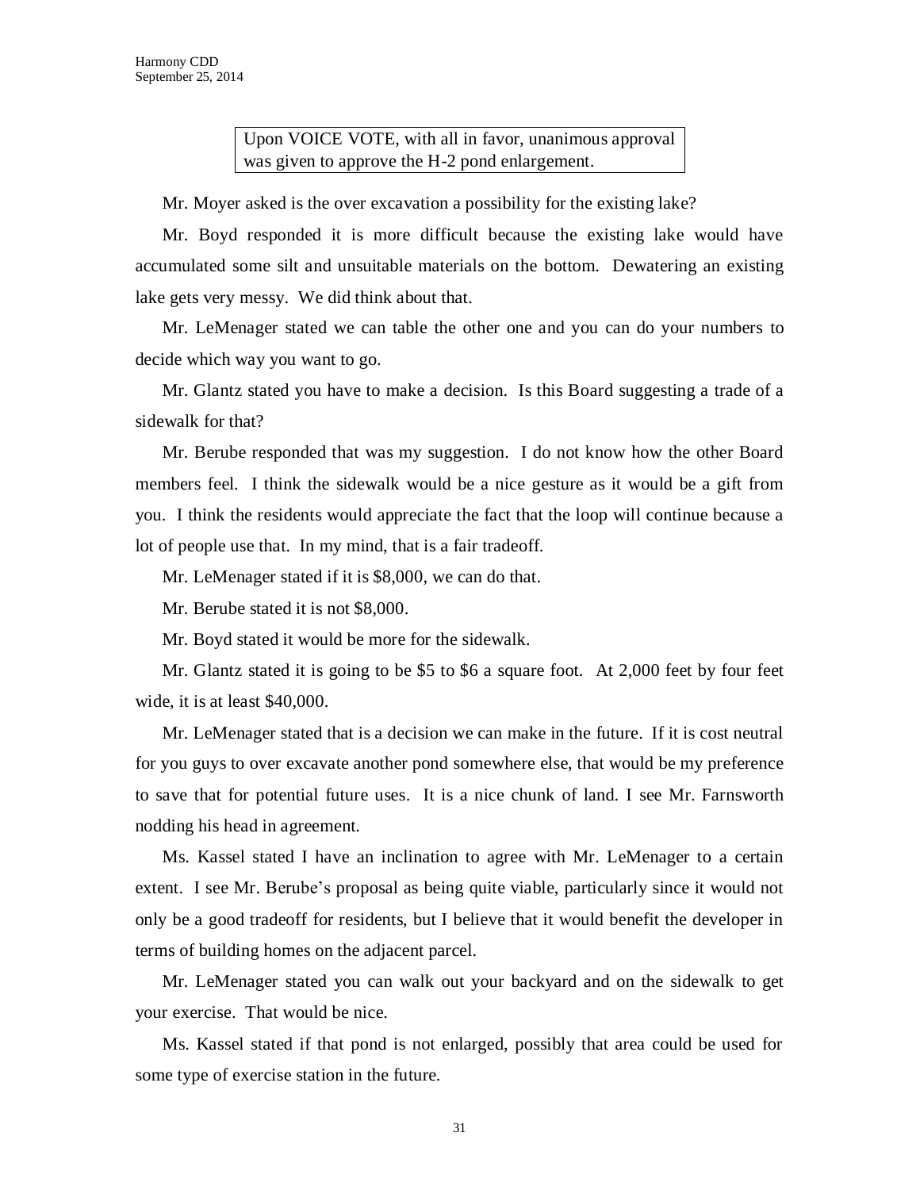> Upon VOICE VOTE, with all in favor, unanimous approval was given to approve the H-2 pond enlargement.

Mr. Moyer asked is the over excavation a possibility for the existing lake?

Mr. Boyd responded it is more difficult because the existing lake would have accumulated some silt and unsuitable materials on the bottom. Dewatering an existing lake gets very messy. We did think about that.

Mr. LeMenager stated we can table the other one and you can do your numbers to decide which way you want to go.

Mr. Glantz stated you have to make a decision. Is this Board suggesting a trade of a sidewalk for that?

Mr. Berube responded that was my suggestion. I do not know how the other Board members feel. I think the sidewalk would be a nice gesture as it would be a gift from you. I think the residents would appreciate the fact that the loop will continue because a lot of people use that. In my mind, that is a fair tradeoff.

Mr. LeMenager stated if it is $8,000, we can do that.

Mr. Berube stated it is not $8,000.

Mr. Boyd stated it would be more for the sidewalk.

Mr. Glantz stated it is going to be $5 to $6 a square foot. At 2,000 feet by four feet wide, it is at least $40,000.

Mr. LeMenager stated that is a decision we can make in the future. If it is cost neutral for you guys to over excavate another pond somewhere else, that would be my preference to save that for potential future uses. It is a nice chunk of land. I see Mr. Farnsworth nodding his head in agreement.

Ms. Kassel stated I have an inclination to agree with Mr. LeMenager to a certain extent. I see Mr. Berube's proposal as being quite viable, particularly since it would not only be a good tradeoff for residents, but I believe that it would benefit the developer in terms of building homes on the adjacent parcel.

Mr. LeMenager stated you can walk out your backyard and on the sidewalk to get your exercise. That would be nice.

Ms. Kassel stated if that pond is not enlarged, possibly that area could be used for some type of exercise station in the future.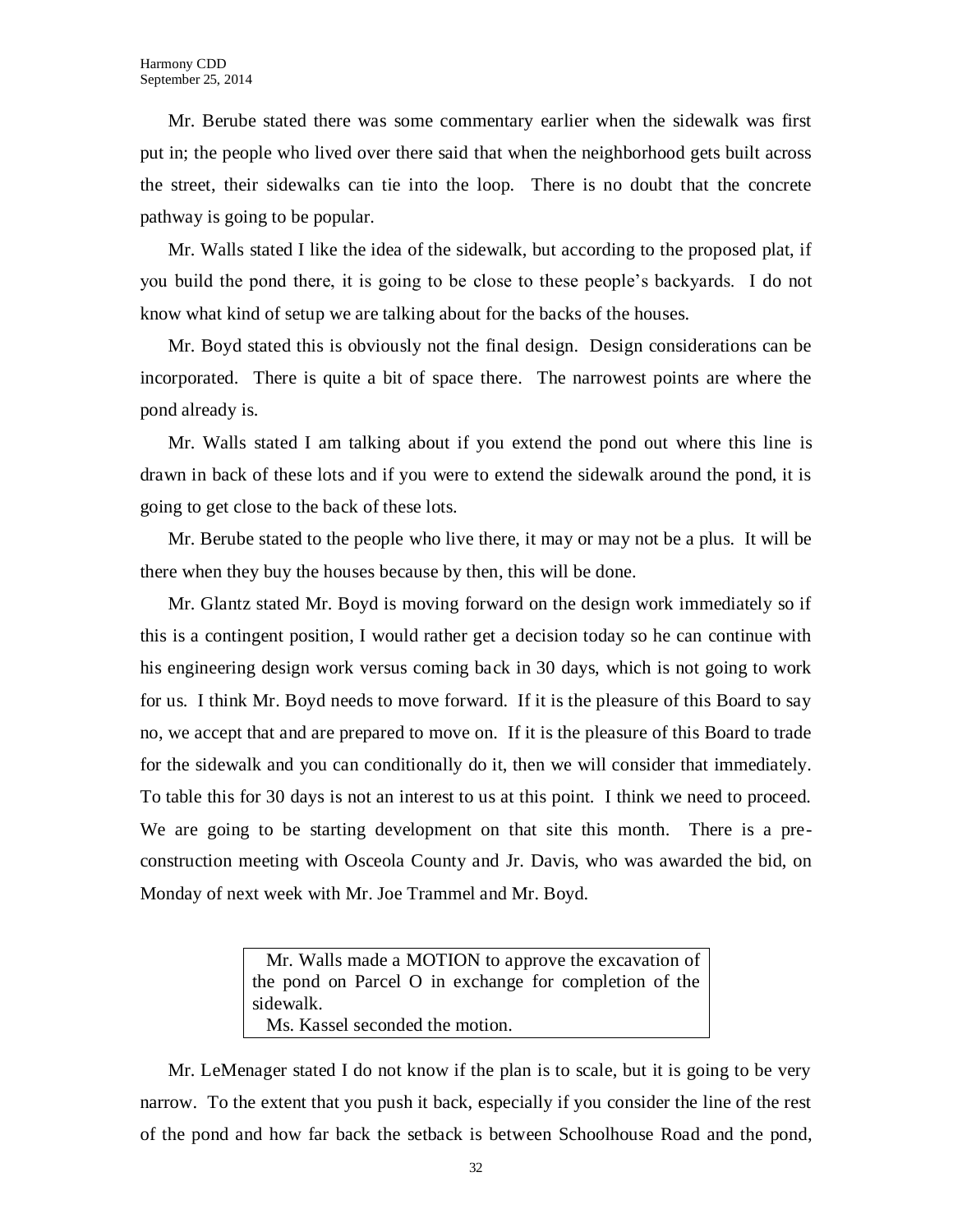Mr. Berube stated there was some commentary earlier when the sidewalk was first put in; the people who lived over there said that when the neighborhood gets built across the street, their sidewalks can tie into the loop. There is no doubt that the concrete pathway is going to be popular.

Mr. Walls stated I like the idea of the sidewalk, but according to the proposed plat, if you build the pond there, it is going to be close to these people's backyards. I do not know what kind of setup we are talking about for the backs of the houses.

Mr. Boyd stated this is obviously not the final design. Design considerations can be incorporated. There is quite a bit of space there. The narrowest points are where the pond already is.

Mr. Walls stated I am talking about if you extend the pond out where this line is drawn in back of these lots and if you were to extend the sidewalk around the pond, it is going to get close to the back of these lots.

Mr. Berube stated to the people who live there, it may or may not be a plus. It will be there when they buy the houses because by then, this will be done.

Mr. Glantz stated Mr. Boyd is moving forward on the design work immediately so if this is a contingent position, I would rather get a decision today so he can continue with his engineering design work versus coming back in 30 days, which is not going to work for us. I think Mr. Boyd needs to move forward. If it is the pleasure of this Board to say no, we accept that and are prepared to move on. If it is the pleasure of this Board to trade for the sidewalk and you can conditionally do it, then we will consider that immediately. To table this for 30 days is not an interest to us at this point. I think we need to proceed. We are going to be starting development on that site this month. There is a pre-construction meeting with Osceola County and Jr. Davis, who was awarded the bid, on Monday of next week with Mr. Joe Trammel and Mr. Boyd.

> Mr. Walls made a MOTION to approve the excavation of the pond on Parcel O in exchange for completion of the sidewalk.
>
> Ms. Kassel seconded the motion.

Mr. LeMenager stated I do not know if the plan is to scale, but it is going to be very narrow. To the extent that you push it back, especially if you consider the line of the rest of the pond and how far back the setback is between Schoolhouse Road and the pond,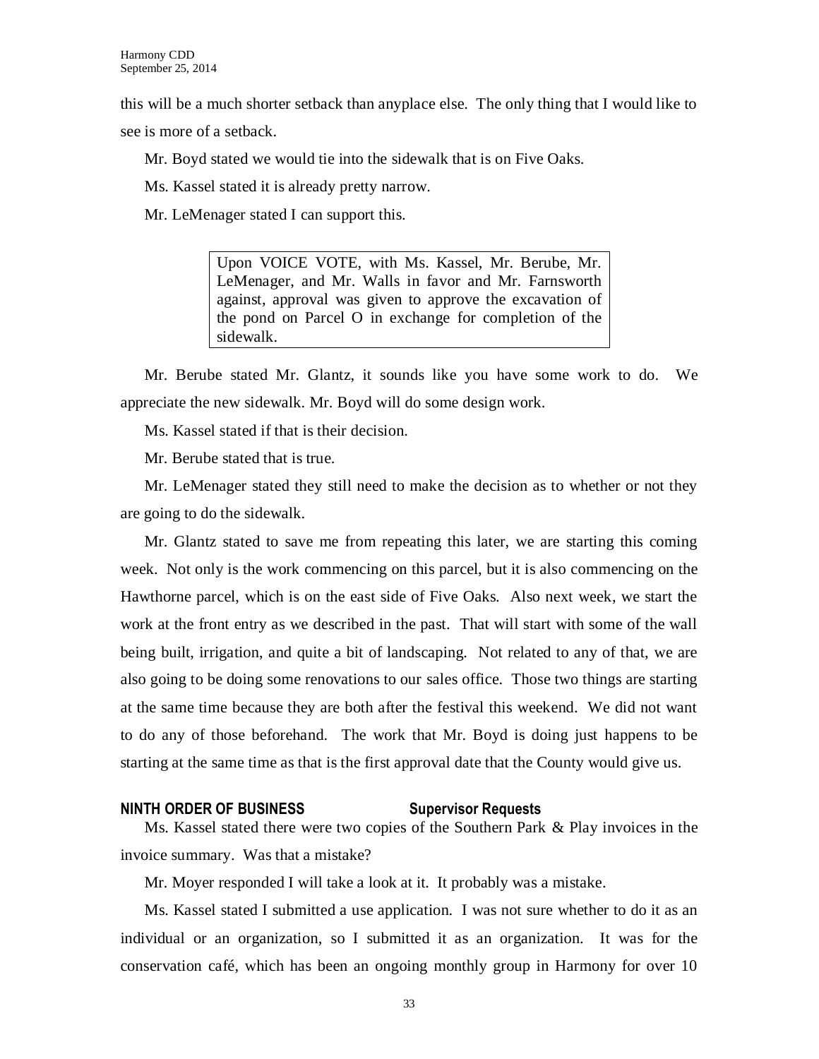this will be a much shorter setback than anyplace else. The only thing that I would like to see is more of a setback.

Mr. Boyd stated we would tie into the sidewalk that is on Five Oaks.

Ms. Kassel stated it is already pretty narrow.

Mr. LeMenager stated I can support this.

> Upon VOICE VOTE, with Ms. Kassel, Mr. Berube, Mr. LeMenager, and Mr. Walls in favor and Mr. Farnsworth against, approval was given to approve the excavation of the pond on Parcel O in exchange for completion of the sidewalk.

Mr. Berube stated Mr. Glantz, it sounds like you have some work to do. We appreciate the new sidewalk. Mr. Boyd will do some design work.

Ms. Kassel stated if that is their decision.

Mr. Berube stated that is true.

Mr. LeMenager stated they still need to make the decision as to whether or not they are going to do the sidewalk.

Mr. Glantz stated to save me from repeating this later, we are starting this coming week. Not only is the work commencing on this parcel, but it is also commencing on the Hawthorne parcel, which is on the east side of Five Oaks. Also next week, we start the work at the front entry as we described in the past. That will start with some of the wall being built, irrigation, and quite a bit of landscaping. Not related to any of that, we are also going to be doing some renovations to our sales office. Those two things are starting at the same time because they are both after the festival this weekend. We did not want to do any of those beforehand. The work that Mr. Boyd is doing just happens to be starting at the same time as that is the first approval date that the County would give us.

**NINTH ORDER OF BUSINESS Supervisor Requests**

Ms. Kassel stated there were two copies of the Southern Park & Play invoices in the invoice summary. Was that a mistake?

Mr. Moyer responded I will take a look at it. It probably was a mistake.

Ms. Kassel stated I submitted a use application. I was not sure whether to do it as an individual or an organization, so I submitted it as an organization. It was for the conservation café, which has been an ongoing monthly group in Harmony for over 10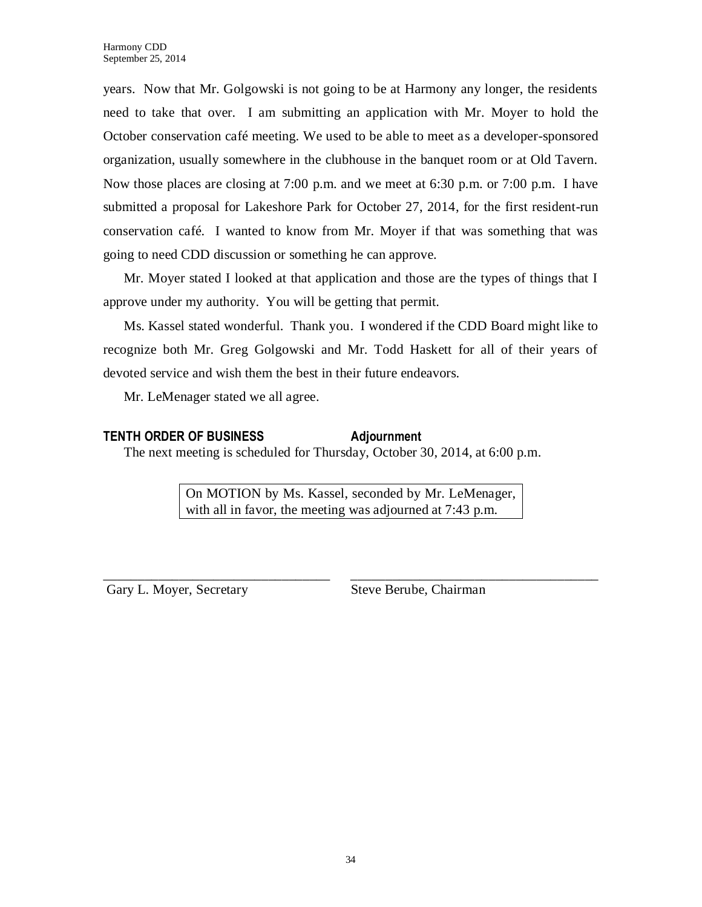years. Now that Mr. Golgowski is not going to be at Harmony any longer, the residents need to take that over. I am submitting an application with Mr. Moyer to hold the October conservation café meeting. We used to be able to meet as a developer-sponsored organization, usually somewhere in the clubhouse in the banquet room or at Old Tavern. Now those places are closing at 7:00 p.m. and we meet at 6:30 p.m. or 7:00 p.m. I have submitted a proposal for Lakeshore Park for October 27, 2014, for the first resident-run conservation café. I wanted to know from Mr. Moyer if that was something that was going to need CDD discussion or something he can approve.

Mr. Moyer stated I looked at that application and those are the types of things that I approve under my authority. You will be getting that permit.

Ms. Kassel stated wonderful. Thank you. I wondered if the CDD Board might like to recognize both Mr. Greg Golgowski and Mr. Todd Haskett for all of their years of devoted service and wish them the best in their future endeavors.

Mr. LeMenager stated we all agree.

**TENTH ORDER OF BUSINESS** **Adjournment**

The next meeting is scheduled for Thursday, October 30, 2014, at 6:00 p.m.

On MOTION by Ms. Kassel, seconded by Mr. LeMenager, with all in favor, the meeting was adjourned at 7:43 p.m.

_________________________________ _____________________________________

Gary L. Moyer, Secretary Steve Berube, Chairman